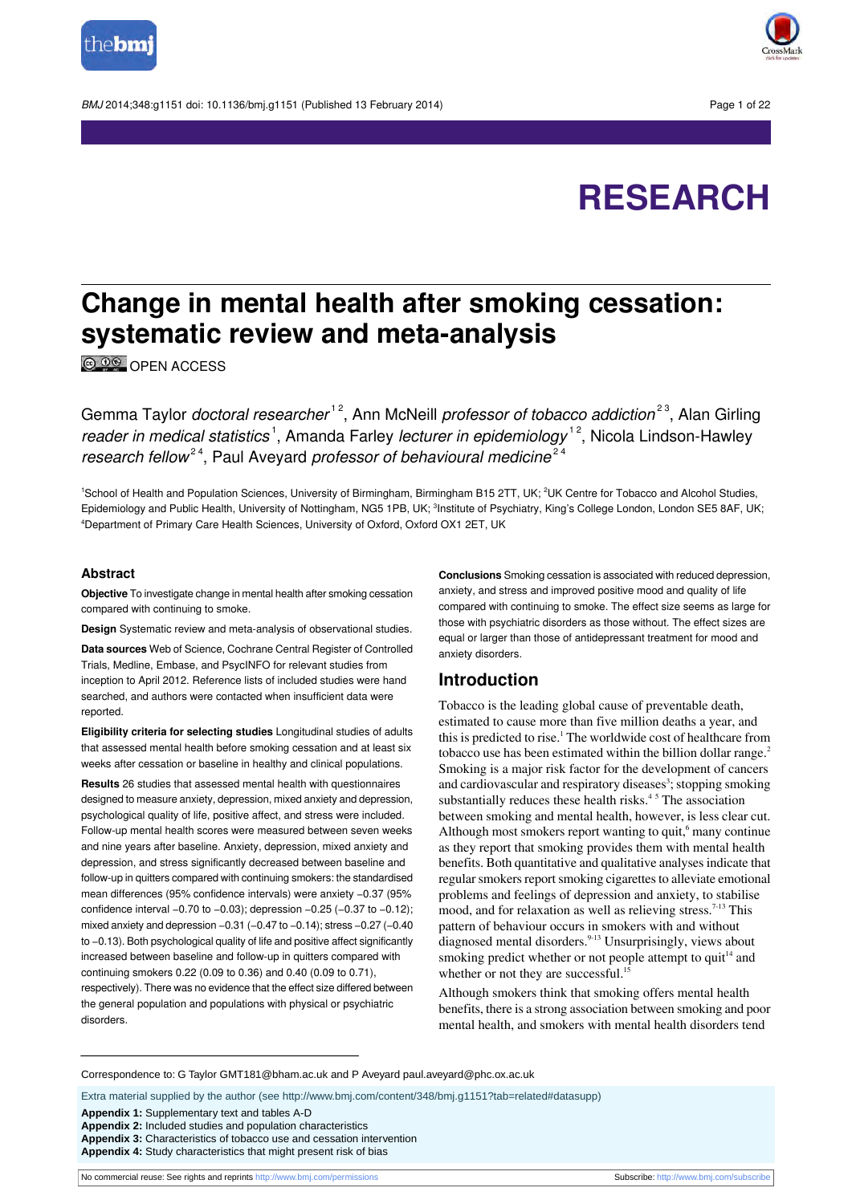RESEARCH

# Change in mental health after smoking cessation: systematic review and meta-analysis

OPEN ACCESS

Gemma Taylor *doctoral researcher*[1,2], Ann McNeill *professor of tobacco addiction*[2,3], Alan Girling *reader in medical statistics*[1], Amanda Farley *lecturer in epidemiology*[1,2], Nicola Lindson-Hawley *research fellow*[2,4], Paul Aveyard *professor of behavioural medicine*[2,4]

[1]School of Health and Population Sciences, University of Birmingham, Birmingham B15 2TT, UK; [2]UK Centre for Tobacco and Alcohol Studies, Epidemiology and Public Health, University of Nottingham, NG5 1PB, UK; [3]Institute of Psychiatry, King's College London, London SE5 8AF, UK; [4]Department of Primary Care Health Sciences, University of Oxford, Oxford OX1 2ET, UK

## Abstract

**Objective** To investigate change in mental health after smoking cessation compared with continuing to smoke.

**Design** Systematic review and meta-analysis of observational studies.

**Data sources** Web of Science, Cochrane Central Register of Controlled Trials, Medline, Embase, and PsycINFO for relevant studies from inception to April 2012. Reference lists of included studies were hand searched, and authors were contacted when insufficient data were reported.

**Eligibility criteria for selecting studies** Longitudinal studies of adults that assessed mental health before smoking cessation and at least six weeks after cessation or baseline in healthy and clinical populations.

**Results** 26 studies that assessed mental health with questionnaires designed to measure anxiety, depression, mixed anxiety and depression, psychological quality of life, positive affect, and stress were included. Follow-up mental health scores were measured between seven weeks and nine years after baseline. Anxiety, depression, mixed anxiety and depression, and stress significantly decreased between baseline and follow-up in quitters compared with continuing smokers: the standardised mean differences (95% confidence intervals) were anxiety −0.37 (95% confidence interval −0.70 to −0.03); depression −0.25 (−0.37 to −0.12); mixed anxiety and depression −0.31 (−0.47 to −0.14); stress −0.27 (−0.40 to −0.13). Both psychological quality of life and positive affect significantly increased between baseline and follow-up in quitters compared with continuing smokers 0.22 (0.09 to 0.36) and 0.40 (0.09 to 0.71), respectively). There was no evidence that the effect size differed between the general population and populations with physical or psychiatric disorders.

**Conclusions** Smoking cessation is associated with reduced depression, anxiety, and stress and improved positive mood and quality of life compared with continuing to smoke. The effect size seems as large for those with psychiatric disorders as those without. The effect sizes are equal or larger than those of antidepressant treatment for mood and anxiety disorders.

## Introduction

Tobacco is the leading global cause of preventable death, estimated to cause more than five million deaths a year, and this is predicted to rise.[1] The worldwide cost of healthcare from tobacco use has been estimated within the billion dollar range.[2] Smoking is a major risk factor for the development of cancers and cardiovascular and respiratory diseases[3]; stopping smoking substantially reduces these health risks.[4 5] The association between smoking and mental health, however, is less clear cut. Although most smokers report wanting to quit,[6] many continue as they report that smoking provides them with mental health benefits. Both quantitative and qualitative analyses indicate that regular smokers report smoking cigarettes to alleviate emotional problems and feelings of depression and anxiety, to stabilise mood, and for relaxation as well as relieving stress.[7-13] This pattern of behaviour occurs in smokers with and without diagnosed mental disorders.[9-13] Unsurprisingly, views about smoking predict whether or not people attempt to quit[14] and whether or not they are successful.[15]

Although smokers think that smoking offers mental health benefits, there is a strong association between smoking and poor mental health, and smokers with mental health disorders tend

Correspondence to: G Taylor GMT181@bham.ac.uk and P Aveyard paul.aveyard@phc.ox.ac.uk

Extra material supplied by the author (see http://www.bmj.com/content/348/bmj.g1151?tab=related#datasupp)

**Appendix 1:** Supplementary text and tables A-D
**Appendix 2:** Included studies and population characteristics
**Appendix 3:** Characteristics of tobacco use and cessation intervention
**Appendix 4:** Study characteristics that might present risk of bias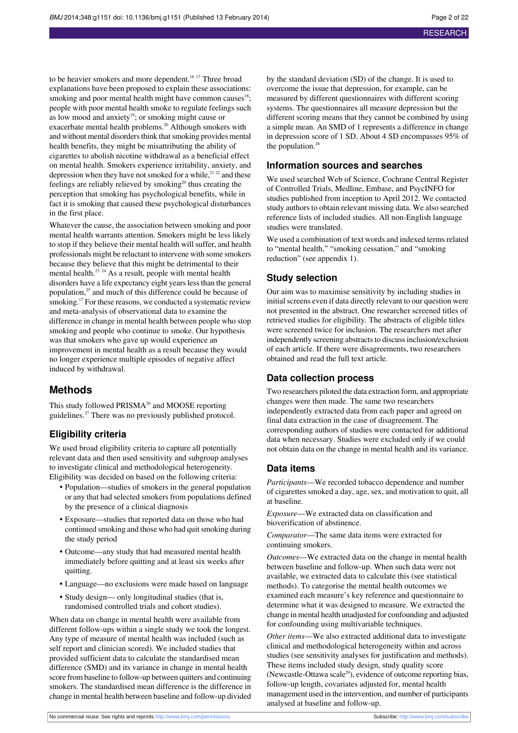to be heavier smokers and more dependent.[16,17] Three broad explanations have been proposed to explain these associations: smoking and poor mental health might have common causes[18]; people with poor mental health smoke to regulate feelings such as low mood and anxiety[19]; or smoking might cause or exacerbate mental health problems.[20] Although smokers with and without mental disorders think that smoking provides mental health benefits, they might be misattributing the ability of cigarettes to abolish nicotine withdrawal as a beneficial effect on mental health. Smokers experience irritability, anxiety, and depression when they have not smoked for a while,[21,22] and these feelings are reliably relieved by smoking[20] thus creating the perception that smoking has psychological benefits, while in fact it is smoking that caused these psychological disturbances in the first place.

Whatever the cause, the association between smoking and poor mental health warrants attention. Smokers might be less likely to stop if they believe their mental health will suffer, and health professionals might be reluctant to intervene with some smokers because they believe that this might be detrimental to their mental health.[23,24] As a result, people with mental health disorders have a life expectancy eight years less than the general population,[25] and much of this difference could be because of smoking.[17] For these reasons, we conducted a systematic review and meta-analysis of observational data to examine the difference in change in mental health between people who stop smoking and people who continue to smoke. Our hypothesis was that smokers who gave up would experience an improvement in mental health as a result because they would no longer experience multiple episodes of negative affect induced by withdrawal.

# Methods

This study followed PRISMA[26] and MOOSE reporting guidelines.[27] There was no previously published protocol.

## Eligibility criteria

We used broad eligibility criteria to capture all potentially relevant data and then used sensitivity and subgroup analyses to investigate clinical and methodological heterogeneity. Eligibility was decided on based on the following criteria:

- Population—studies of smokers in the general population or any that had selected smokers from populations defined by the presence of a clinical diagnosis
- Exposure—studies that reported data on those who had continued smoking and those who had quit smoking during the study period
- Outcome—any study that had measured mental health immediately before quitting and at least six weeks after quitting.
- Language—no exclusions were made based on language
- Study design— only longitudinal studies (that is, randomised controlled trials and cohort studies).

When data on change in mental health were available from different follow-ups within a single study we took the longest. Any type of measure of mental health was included (such as self report and clinician scored). We included studies that provided sufficient data to calculate the standardised mean difference (SMD) and its variance in change in mental health score from baseline to follow-up between quitters and continuing smokers. The standardised mean difference is the difference in change in mental health between baseline and follow-up divided by the standard deviation (SD) of the change. It is used to overcome the issue that depression, for example, can be measured by different questionnaires with different scoring systems. The questionnaires all measure depression but the different scoring means that they cannot be combined by using a simple mean. An SMD of 1 represents a difference in change in depression score of 1 SD. About 4 SD encompasses 95% of the population.[28]

## Information sources and searches

We used searched Web of Science, Cochrane Central Register of Controlled Trials, Medline, Embase, and PsycINFO for studies published from inception to April 2012. We contacted study authors to obtain relevant missing data. We also searched reference lists of included studies. All non-English language studies were translated.

We used a combination of text words and indexed terms related to "mental health," "smoking cessation," and "smoking reduction" (see appendix 1).

## Study selection

Our aim was to maximise sensitivity by including studies in initial screens even if data directly relevant to our question were not presented in the abstract. One researcher screened titles of retrieved studies for eligibility. The abstracts of eligible titles were screened twice for inclusion. The researchers met after independently screening abstracts to discuss inclusion/exclusion of each article. If there were disagreements, two researchers obtained and read the full text article.

## Data collection process

Two researchers piloted the data extraction form, and appropriate changes were then made. The same two researchers independently extracted data from each paper and agreed on final data extraction in the case of disagreement. The corresponding authors of studies were contacted for additional data when necessary. Studies were excluded only if we could not obtain data on the change in mental health and its variance.

## Data items

*Participants*—We recorded tobacco dependence and number of cigarettes smoked a day, age, sex, and motivation to quit, all at baseline.

*Exposure*—We extracted data on classification and bioverification of abstinence.

*Comparator*—The same data items were extracted for continuing smokers.

*Outcomes*—We extracted data on the change in mental health between baseline and follow-up. When such data were not available, we extracted data to calculate this (see statistical methods). To categorise the mental health outcomes we examined each measure's key reference and questionnaire to determine what it was designed to measure. We extracted the change in mental health unadjusted for confounding and adjusted for confounding using multivariable techniques.

*Other items*—We also extracted additional data to investigate clinical and methodological heterogeneity within and across studies (see sensitivity analyses for justification and methods). These items included study design, study quality score (Newcastle-Ottawa scale[29]), evidence of outcome reporting bias, follow-up length, covariates adjusted for, mental health management used in the intervention, and number of participants analysed at baseline and follow-up.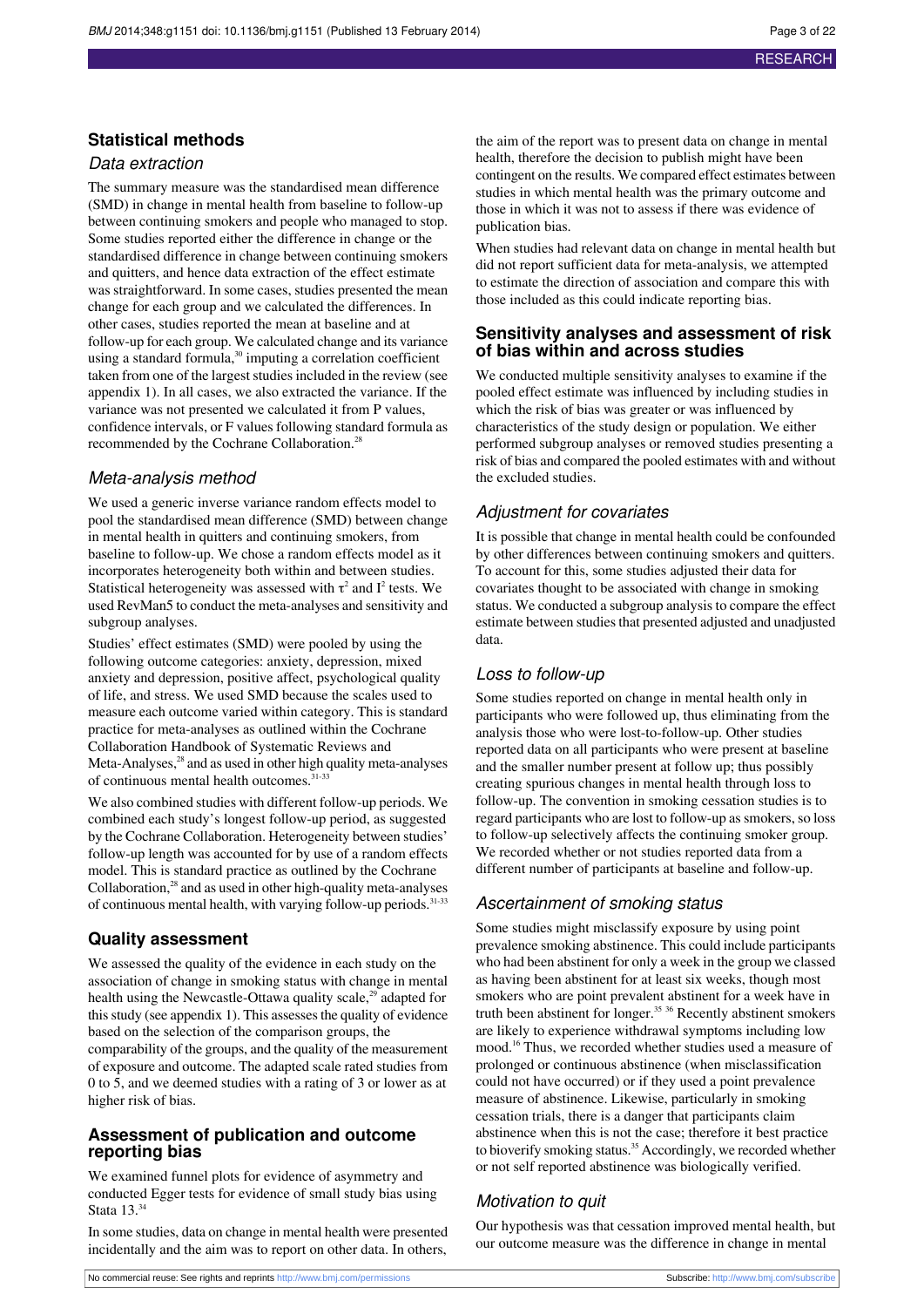## Statistical methods

### Data extraction

The summary measure was the standardised mean difference (SMD) in change in mental health from baseline to follow-up between continuing smokers and people who managed to stop. Some studies reported either the difference in change or the standardised difference in change between continuing smokers and quitters, and hence data extraction of the effect estimate was straightforward. In some cases, studies presented the mean change for each group and we calculated the differences. In other cases, studies reported the mean at baseline and at follow-up for each group. We calculated change and its variance using a standard formula,[30] imputing a correlation coefficient taken from one of the largest studies included in the review (see appendix 1). In all cases, we also extracted the variance. If the variance was not presented we calculated it from P values, confidence intervals, or F values following standard formula as recommended by the Cochrane Collaboration.[28]

### Meta-analysis method

We used a generic inverse variance random effects model to pool the standardised mean difference (SMD) between change in mental health in quitters and continuing smokers, from baseline to follow-up. We chose a random effects model as it incorporates heterogeneity both within and between studies. Statistical heterogeneity was assessed with $\tau^2$ and $I^2$ tests. We used RevMan5 to conduct the meta-analyses and sensitivity and subgroup analyses.

Studies' effect estimates (SMD) were pooled by using the following outcome categories: anxiety, depression, mixed anxiety and depression, positive affect, psychological quality of life, and stress. We used SMD because the scales used to measure each outcome varied within category. This is standard practice for meta-analyses as outlined within the Cochrane Collaboration Handbook of Systematic Reviews and Meta-Analyses,[28] and as used in other high quality meta-analyses of continuous mental health outcomes.[31-33]

We also combined studies with different follow-up periods. We combined each study's longest follow-up period, as suggested by the Cochrane Collaboration. Heterogeneity between studies' follow-up length was accounted for by use of a random effects model. This is standard practice as outlined by the Cochrane Collaboration,[28] and as used in other high-quality meta-analyses of continuous mental health, with varying follow-up periods.[31-33]

## Quality assessment

We assessed the quality of the evidence in each study on the association of change in smoking status with change in mental health using the Newcastle-Ottawa quality scale,[29] adapted for this study (see appendix 1). This assesses the quality of evidence based on the selection of the comparison groups, the comparability of the groups, and the quality of the measurement of exposure and outcome. The adapted scale rated studies from 0 to 5, and we deemed studies with a rating of 3 or lower as at higher risk of bias.

## Assessment of publication and outcome reporting bias

We examined funnel plots for evidence of asymmetry and conducted Egger tests for evidence of small study bias using Stata 13.[34]

In some studies, data on change in mental health were presented incidentally and the aim was to report on other data. In others, the aim of the report was to present data on change in mental health, therefore the decision to publish might have been contingent on the results. We compared effect estimates between studies in which mental health was the primary outcome and those in which it was not to assess if there was evidence of publication bias.

When studies had relevant data on change in mental health but did not report sufficient data for meta-analysis, we attempted to estimate the direction of association and compare this with those included as this could indicate reporting bias.

## Sensitivity analyses and assessment of risk of bias within and across studies

We conducted multiple sensitivity analyses to examine if the pooled effect estimate was influenced by including studies in which the risk of bias was greater or was influenced by characteristics of the study design or population. We either performed subgroup analyses or removed studies presenting a risk of bias and compared the pooled estimates with and without the excluded studies.

### Adjustment for covariates

It is possible that change in mental health could be confounded by other differences between continuing smokers and quitters. To account for this, some studies adjusted their data for covariates thought to be associated with change in smoking status. We conducted a subgroup analysis to compare the effect estimate between studies that presented adjusted and unadjusted data.

### Loss to follow-up

Some studies reported on change in mental health only in participants who were followed up, thus eliminating from the analysis those who were lost-to-follow-up. Other studies reported data on all participants who were present at baseline and the smaller number present at follow up; thus possibly creating spurious changes in mental health through loss to follow-up. The convention in smoking cessation studies is to regard participants who are lost to follow-up as smokers, so loss to follow-up selectively affects the continuing smoker group. We recorded whether or not studies reported data from a different number of participants at baseline and follow-up.

### Ascertainment of smoking status

Some studies might misclassify exposure by using point prevalence smoking abstinence. This could include participants who had been abstinent for only a week in the group we classed as having been abstinent for at least six weeks, though most smokers who are point prevalent abstinent for a week have in truth been abstinent for longer.[35 36] Recently abstinent smokers are likely to experience withdrawal symptoms including low mood.[16] Thus, we recorded whether studies used a measure of prolonged or continuous abstinence (when misclassification could not have occurred) or if they used a point prevalence measure of abstinence. Likewise, particularly in smoking cessation trials, there is a danger that participants claim abstinence when this is not the case; therefore it best practice to bioverify smoking status.[35] Accordingly, we recorded whether or not self reported abstinence was biologically verified.

### Motivation to quit

Our hypothesis was that cessation improved mental health, but our outcome measure was the difference in change in mental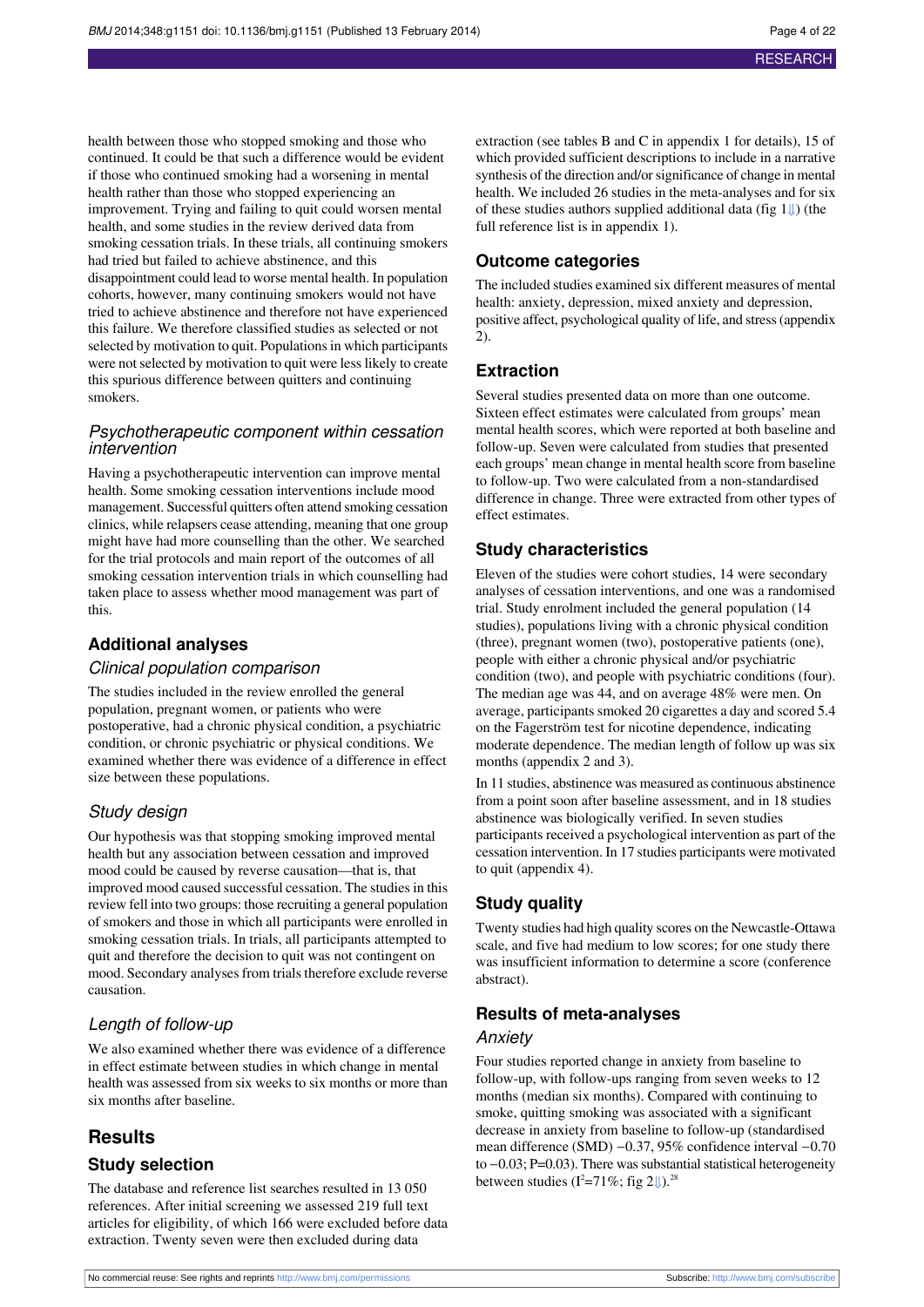health between those who stopped smoking and those who continued. It could be that such a difference would be evident if those who continued smoking had a worsening in mental health rather than those who stopped experiencing an improvement. Trying and failing to quit could worsen mental health, and some studies in the review derived data from smoking cessation trials. In these trials, all continuing smokers had tried but failed to achieve abstinence, and this disappointment could lead to worse mental health. In population cohorts, however, many continuing smokers would not have tried to achieve abstinence and therefore not have experienced this failure. We therefore classified studies as selected or not selected by motivation to quit. Populations in which participants were not selected by motivation to quit were less likely to create this spurious difference between quitters and continuing smokers.

### *Psychotherapeutic component within cessation intervention*

Having a psychotherapeutic intervention can improve mental health. Some smoking cessation interventions include mood management. Successful quitters often attend smoking cessation clinics, while relapsers cease attending, meaning that one group might have had more counselling than the other. We searched for the trial protocols and main report of the outcomes of all smoking cessation intervention trials in which counselling had taken place to assess whether mood management was part of this.

## Additional analyses

### *Clinical population comparison*

The studies included in the review enrolled the general population, pregnant women, or patients who were postoperative, had a chronic physical condition, a psychiatric condition, or chronic psychiatric or physical conditions. We examined whether there was evidence of a difference in effect size between these populations.

### *Study design*

Our hypothesis was that stopping smoking improved mental health but any association between cessation and improved mood could be caused by reverse causation—that is, that improved mood caused successful cessation. The studies in this review fell into two groups: those recruiting a general population of smokers and those in which all participants were enrolled in smoking cessation trials. In trials, all participants attempted to quit and therefore the decision to quit was not contingent on mood. Secondary analyses from trials therefore exclude reverse causation.

### *Length of follow-up*

We also examined whether there was evidence of a difference in effect estimate between studies in which change in mental health was assessed from six weeks to six months or more than six months after baseline.

# Results

## Study selection

The database and reference list searches resulted in 13 050 references. After initial screening we assessed 219 full text articles for eligibility, of which 166 were excluded before data extraction. Twenty seven were then excluded during data extraction (see tables B and C in appendix 1 for details), 15 of which provided sufficient descriptions to include in a narrative synthesis of the direction and/or significance of change in mental health. We included 26 studies in the meta-analyses and for six of these studies authors supplied additional data (fig 1⇓) (the full reference list is in appendix 1).

## Outcome categories

The included studies examined six different measures of mental health: anxiety, depression, mixed anxiety and depression, positive affect, psychological quality of life, and stress (appendix 2).

## Extraction

Several studies presented data on more than one outcome. Sixteen effect estimates were calculated from groups' mean mental health scores, which were reported at both baseline and follow-up. Seven were calculated from studies that presented each groups' mean change in mental health score from baseline to follow-up. Two were calculated from a non-standardised difference in change. Three were extracted from other types of effect estimates.

## Study characteristics

Eleven of the studies were cohort studies, 14 were secondary analyses of cessation interventions, and one was a randomised trial. Study enrolment included the general population (14 studies), populations living with a chronic physical condition (three), pregnant women (two), postoperative patients (one), people with either a chronic physical and/or psychiatric condition (two), and people with psychiatric conditions (four). The median age was 44, and on average 48% were men. On average, participants smoked 20 cigarettes a day and scored 5.4 on the Fagerström test for nicotine dependence, indicating moderate dependence. The median length of follow up was six months (appendix 2 and 3).

In 11 studies, abstinence was measured as continuous abstinence from a point soon after baseline assessment, and in 18 studies abstinence was biologically verified. In seven studies participants received a psychological intervention as part of the cessation intervention. In 17 studies participants were motivated to quit (appendix 4).

## Study quality

Twenty studies had high quality scores on the Newcastle-Ottawa scale, and five had medium to low scores; for one study there was insufficient information to determine a score (conference abstract).

## Results of meta-analyses

### *Anxiety*

Four studies reported change in anxiety from baseline to follow-up, with follow-ups ranging from seven weeks to 12 months (median six months). Compared with continuing to smoke, quitting smoking was associated with a significant decrease in anxiety from baseline to follow-up (standardised mean difference (SMD) −0.37, 95% confidence interval −0.70 to −0.03; P=0.03). There was substantial statistical heterogeneity between studies ($I^2$=71%; fig 2⇓).[28]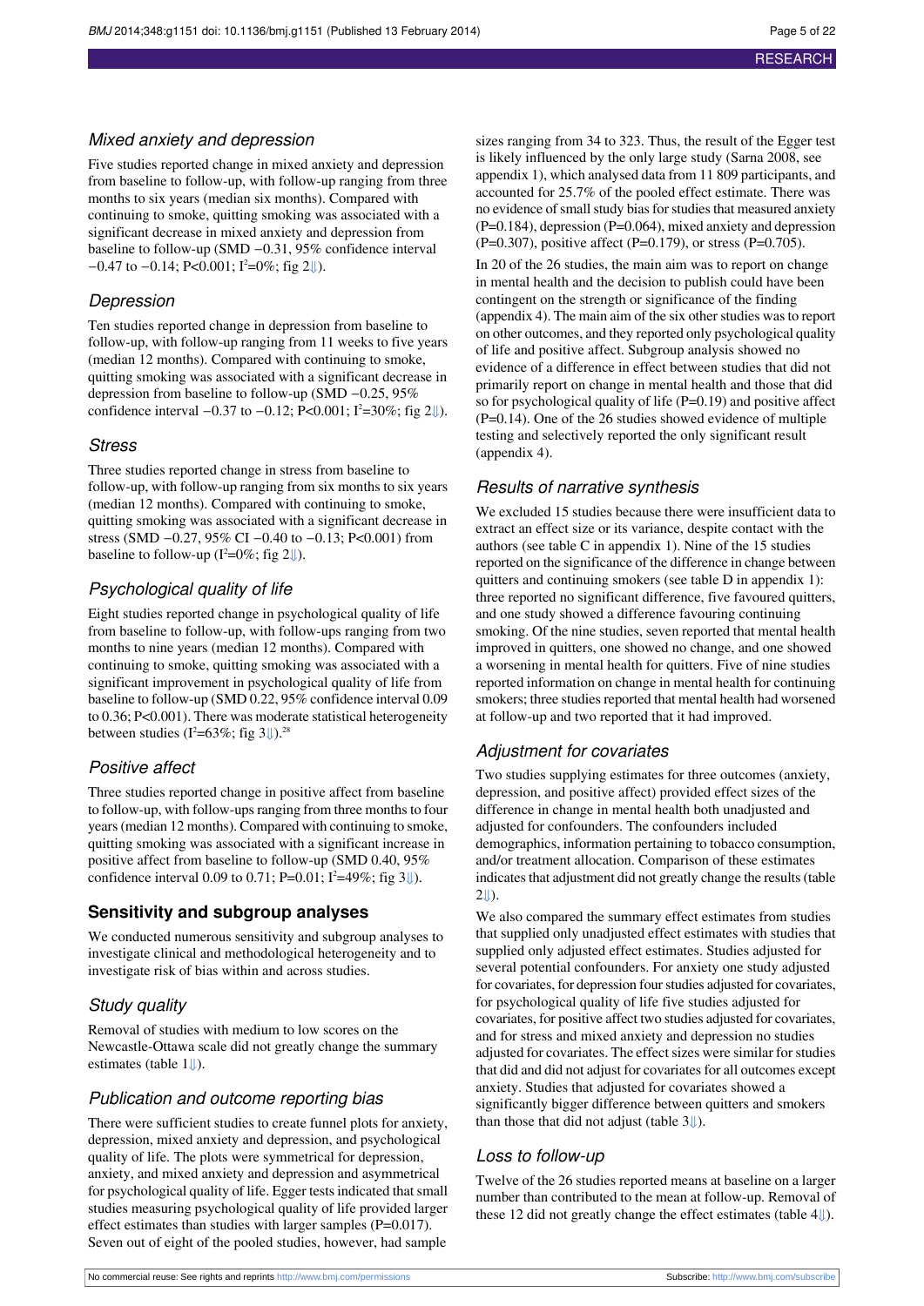### Mixed anxiety and depression

Five studies reported change in mixed anxiety and depression from baseline to follow-up, with follow-up ranging from three months to six years (median six months). Compared with continuing to smoke, quitting smoking was associated with a significant decrease in mixed anxiety and depression from baseline to follow-up (SMD −0.31, 95% confidence interval −0.47 to −0.14; P<0.001; $I^2$=0%; fig 2⇓).

### Depression

Ten studies reported change in depression from baseline to follow-up, with follow-up ranging from 11 weeks to five years (median 12 months). Compared with continuing to smoke, quitting smoking was associated with a significant decrease in depression from baseline to follow-up (SMD −0.25, 95% confidence interval −0.37 to −0.12; P<0.001; $I^2$=30%; fig 2⇓).

### Stress

Three studies reported change in stress from baseline to follow-up, with follow-up ranging from six months to six years (median 12 months). Compared with continuing to smoke, quitting smoking was associated with a significant decrease in stress (SMD −0.27, 95% CI −0.40 to −0.13; P<0.001) from baseline to follow-up ($I^2$=0%; fig 2⇓).

### Psychological quality of life

Eight studies reported change in psychological quality of life from baseline to follow-up, with follow-ups ranging from two months to nine years (median 12 months). Compared with continuing to smoke, quitting smoking was associated with a significant improvement in psychological quality of life from baseline to follow-up (SMD 0.22, 95% confidence interval 0.09 to 0.36; P<0.001). There was moderate statistical heterogeneity between studies ($I^2$=63%; fig 3⇓).[28]

### Positive affect

Three studies reported change in positive affect from baseline to follow-up, with follow-ups ranging from three months to four years (median 12 months). Compared with continuing to smoke, quitting smoking was associated with a significant increase in positive affect from baseline to follow-up (SMD 0.40, 95% confidence interval 0.09 to 0.71; P=0.01; $I^2$=49%; fig 3⇓).

## Sensitivity and subgroup analyses

We conducted numerous sensitivity and subgroup analyses to investigate clinical and methodological heterogeneity and to investigate risk of bias within and across studies.

### Study quality

Removal of studies with medium to low scores on the Newcastle-Ottawa scale did not greatly change the summary estimates (table 1⇓).

### Publication and outcome reporting bias

There were sufficient studies to create funnel plots for anxiety, depression, mixed anxiety and depression, and psychological quality of life. The plots were symmetrical for depression, anxiety, and mixed anxiety and depression and asymmetrical for psychological quality of life. Egger tests indicated that small studies measuring psychological quality of life provided larger effect estimates than studies with larger samples (P=0.017). Seven out of eight of the pooled studies, however, had sample sizes ranging from 34 to 323. Thus, the result of the Egger test is likely influenced by the only large study (Sarna 2008, see appendix 1), which analysed data from 11 809 participants, and accounted for 25.7% of the pooled effect estimate. There was no evidence of small study bias for studies that measured anxiety (P=0.184), depression (P=0.064), mixed anxiety and depression (P=0.307), positive affect (P=0.179), or stress (P=0.705).

In 20 of the 26 studies, the main aim was to report on change in mental health and the decision to publish could have been contingent on the strength or significance of the finding (appendix 4). The main aim of the six other studies was to report on other outcomes, and they reported only psychological quality of life and positive affect. Subgroup analysis showed no evidence of a difference in effect between studies that did not primarily report on change in mental health and those that did so for psychological quality of life (P=0.19) and positive affect (P=0.14). One of the 26 studies showed evidence of multiple testing and selectively reported the only significant result (appendix 4).

### Results of narrative synthesis

We excluded 15 studies because there were insufficient data to extract an effect size or its variance, despite contact with the authors (see table C in appendix 1). Nine of the 15 studies reported on the significance of the difference in change between quitters and continuing smokers (see table D in appendix 1): three reported no significant difference, five favoured quitters, and one study showed a difference favouring continuing smoking. Of the nine studies, seven reported that mental health improved in quitters, one showed no change, and one showed a worsening in mental health for quitters. Five of nine studies reported information on change in mental health for continuing smokers; three studies reported that mental health had worsened at follow-up and two reported that it had improved.

### Adjustment for covariates

Two studies supplying estimates for three outcomes (anxiety, depression, and positive affect) provided effect sizes of the difference in change in mental health both unadjusted and adjusted for confounders. The confounders included demographics, information pertaining to tobacco consumption, and/or treatment allocation. Comparison of these estimates indicates that adjustment did not greatly change the results (table 2⇓).

We also compared the summary effect estimates from studies that supplied only unadjusted effect estimates with studies that supplied only adjusted effect estimates. Studies adjusted for several potential confounders. For anxiety one study adjusted for covariates, for depression four studies adjusted for covariates, for psychological quality of life five studies adjusted for covariates, for positive affect two studies adjusted for covariates, and for stress and mixed anxiety and depression no studies adjusted for covariates. The effect sizes were similar for studies that did and did not adjust for covariates for all outcomes except anxiety. Studies that adjusted for covariates showed a significantly bigger difference between quitters and smokers than those that did not adjust (table 3⇓).

### Loss to follow-up

Twelve of the 26 studies reported means at baseline on a larger number than contributed to the mean at follow-up. Removal of these 12 did not greatly change the effect estimates (table 4⇓).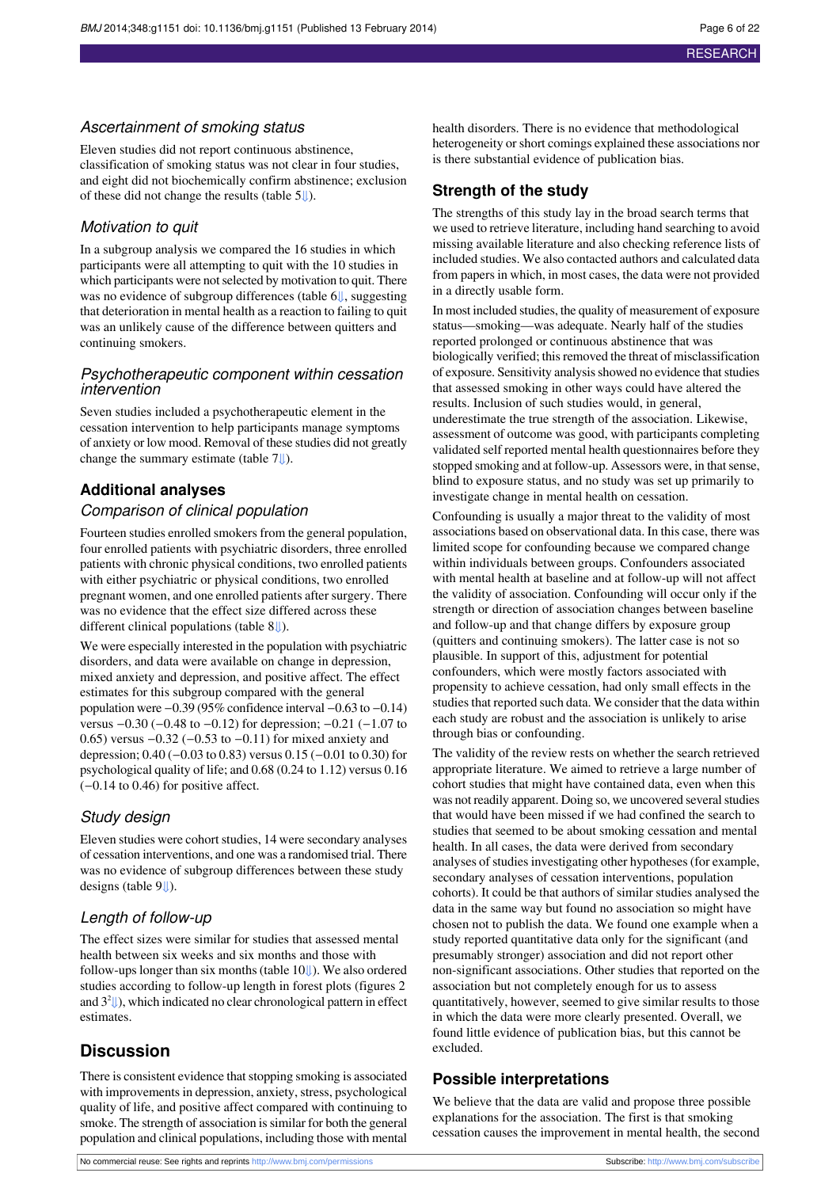### Ascertainment of smoking status

Eleven studies did not report continuous abstinence, classification of smoking status was not clear in four studies, and eight did not biochemically confirm abstinence; exclusion of these did not change the results (table 5⇓).

### Motivation to quit

In a subgroup analysis we compared the 16 studies in which participants were all attempting to quit with the 10 studies in which participants were not selected by motivation to quit. There was no evidence of subgroup differences (table 6⇓, suggesting that deterioration in mental health as a reaction to failing to quit was an unlikely cause of the difference between quitters and continuing smokers.

### Psychotherapeutic component within cessation intervention

Seven studies included a psychotherapeutic element in the cessation intervention to help participants manage symptoms of anxiety or low mood. Removal of these studies did not greatly change the summary estimate (table 7⇓).

## Additional analyses

### Comparison of clinical population

Fourteen studies enrolled smokers from the general population, four enrolled patients with psychiatric disorders, three enrolled patients with chronic physical conditions, two enrolled patients with either psychiatric or physical conditions, two enrolled pregnant women, and one enrolled patients after surgery. There was no evidence that the effect size differed across these different clinical populations (table 8⇓).

We were especially interested in the population with psychiatric disorders, and data were available on change in depression, mixed anxiety and depression, and positive affect. The effect estimates for this subgroup compared with the general population were −0.39 (95% confidence interval −0.63 to −0.14) versus −0.30 (−0.48 to −0.12) for depression; −0.21 (−1.07 to 0.65) versus −0.32 (−0.53 to −0.11) for mixed anxiety and depression; 0.40 (−0.03 to 0.83) versus 0.15 (−0.01 to 0.30) for psychological quality of life; and 0.68 (0.24 to 1.12) versus 0.16 (−0.14 to 0.46) for positive affect.

### Study design

Eleven studies were cohort studies, 14 were secondary analyses of cessation interventions, and one was a randomised trial. There was no evidence of subgroup differences between these study designs (table 9⇓).

### Length of follow-up

The effect sizes were similar for studies that assessed mental health between six weeks and six months and those with follow-ups longer than six months (table 10⇓). We also ordered studies according to follow-up length in forest plots (figures 2 and 3[2]⇓), which indicated no clear chronological pattern in effect estimates.

## Discussion

There is consistent evidence that stopping smoking is associated with improvements in depression, anxiety, stress, psychological quality of life, and positive affect compared with continuing to smoke. The strength of association is similar for both the general population and clinical populations, including those with mental health disorders. There is no evidence that methodological heterogeneity or short comings explained these associations nor is there substantial evidence of publication bias.

## Strength of the study

The strengths of this study lay in the broad search terms that we used to retrieve literature, including hand searching to avoid missing available literature and also checking reference lists of included studies. We also contacted authors and calculated data from papers in which, in most cases, the data were not provided in a directly usable form.

In most included studies, the quality of measurement of exposure status—smoking—was adequate. Nearly half of the studies reported prolonged or continuous abstinence that was biologically verified; this removed the threat of misclassification of exposure. Sensitivity analysis showed no evidence that studies that assessed smoking in other ways could have altered the results. Inclusion of such studies would, in general, underestimate the true strength of the association. Likewise, assessment of outcome was good, with participants completing validated self reported mental health questionnaires before they stopped smoking and at follow-up. Assessors were, in that sense, blind to exposure status, and no study was set up primarily to investigate change in mental health on cessation.

Confounding is usually a major threat to the validity of most associations based on observational data. In this case, there was limited scope for confounding because we compared change within individuals between groups. Confounders associated with mental health at baseline and at follow-up will not affect the validity of association. Confounding will occur only if the strength or direction of association changes between baseline and follow-up and that change differs by exposure group (quitters and continuing smokers). The latter case is not so plausible. In support of this, adjustment for potential confounders, which were mostly factors associated with propensity to achieve cessation, had only small effects in the studies that reported such data. We consider that the data within each study are robust and the association is unlikely to arise through bias or confounding.

The validity of the review rests on whether the search retrieved appropriate literature. We aimed to retrieve a large number of cohort studies that might have contained data, even when this was not readily apparent. Doing so, we uncovered several studies that would have been missed if we had confined the search to studies that seemed to be about smoking cessation and mental health. In all cases, the data were derived from secondary analyses of studies investigating other hypotheses (for example, secondary analyses of cessation interventions, population cohorts). It could be that authors of similar studies analysed the data in the same way but found no association so might have chosen not to publish the data. We found one example when a study reported quantitative data only for the significant (and presumably stronger) association and did not report other non-significant associations. Other studies that reported on the association but not completely enough for us to assess quantitatively, however, seemed to give similar results to those in which the data were more clearly presented. Overall, we found little evidence of publication bias, but this cannot be excluded.

## Possible interpretations

We believe that the data are valid and propose three possible explanations for the association. The first is that smoking cessation causes the improvement in mental health, the second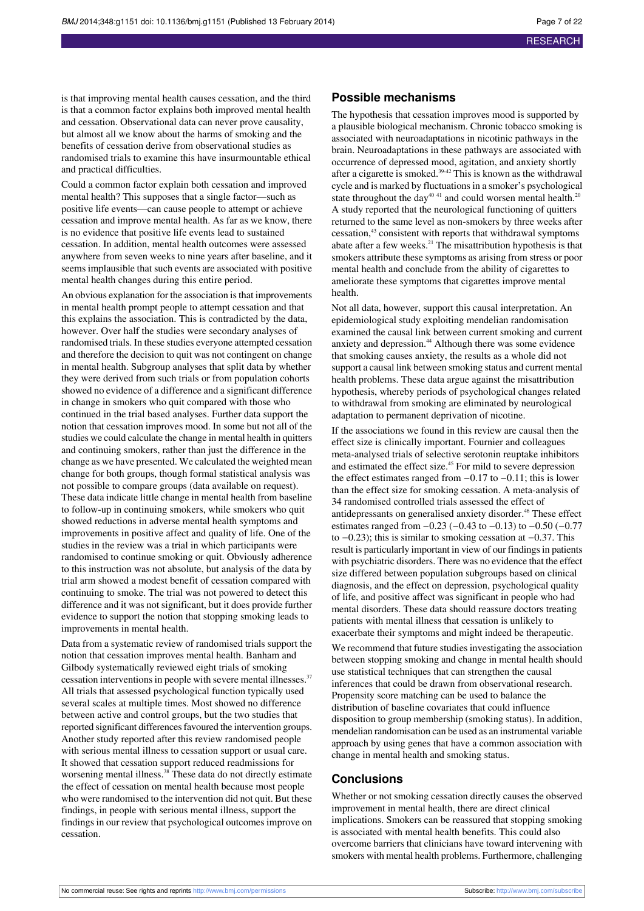is that improving mental health causes cessation, and the third is that a common factor explains both improved mental health and cessation. Observational data can never prove causality, but almost all we know about the harms of smoking and the benefits of cessation derive from observational studies as randomised trials to examine this have insurmountable ethical and practical difficulties.

Could a common factor explain both cessation and improved mental health? This supposes that a single factor—such as positive life events—can cause people to attempt or achieve cessation and improve mental health. As far as we know, there is no evidence that positive life events lead to sustained cessation. In addition, mental health outcomes were assessed anywhere from seven weeks to nine years after baseline, and it seems implausible that such events are associated with positive mental health changes during this entire period.

An obvious explanation for the association is that improvements in mental health prompt people to attempt cessation and that this explains the association. This is contradicted by the data, however. Over half the studies were secondary analyses of randomised trials. In these studies everyone attempted cessation and therefore the decision to quit was not contingent on change in mental health. Subgroup analyses that split data by whether they were derived from such trials or from population cohorts showed no evidence of a difference and a significant difference in change in smokers who quit compared with those who continued in the trial based analyses. Further data support the notion that cessation improves mood. In some but not all of the studies we could calculate the change in mental health in quitters and continuing smokers, rather than just the difference in the change as we have presented. We calculated the weighted mean change for both groups, though formal statistical analysis was not possible to compare groups (data available on request). These data indicate little change in mental health from baseline to follow-up in continuing smokers, while smokers who quit showed reductions in adverse mental health symptoms and improvements in positive affect and quality of life. One of the studies in the review was a trial in which participants were randomised to continue smoking or quit. Obviously adherence to this instruction was not absolute, but analysis of the data by trial arm showed a modest benefit of cessation compared with continuing to smoke. The trial was not powered to detect this difference and it was not significant, but it does provide further evidence to support the notion that stopping smoking leads to improvements in mental health.

Data from a systematic review of randomised trials support the notion that cessation improves mental health. Banham and Gilbody systematically reviewed eight trials of smoking cessation interventions in people with severe mental illnesses.[37] All trials that assessed psychological function typically used several scales at multiple times. Most showed no difference between active and control groups, but the two studies that reported significant differences favoured the intervention groups. Another study reported after this review randomised people with serious mental illness to cessation support or usual care. It showed that cessation support reduced readmissions for worsening mental illness.[38] These data do not directly estimate the effect of cessation on mental health because most people who were randomised to the intervention did not quit. But these findings, in people with serious mental illness, support the findings in our review that psychological outcomes improve on cessation.

## Possible mechanisms

The hypothesis that cessation improves mood is supported by a plausible biological mechanism. Chronic tobacco smoking is associated with neuroadaptations in nicotinic pathways in the brain. Neuroadaptations in these pathways are associated with occurrence of depressed mood, agitation, and anxiety shortly after a cigarette is smoked.[39-42] This is known as the withdrawal cycle and is marked by fluctuations in a smoker's psychological state throughout the day[40,41] and could worsen mental health.[20] A study reported that the neurological functioning of quitters returned to the same level as non-smokers by three weeks after cessation,[43] consistent with reports that withdrawal symptoms abate after a few weeks.[21] The misattribution hypothesis is that smokers attribute these symptoms as arising from stress or poor mental health and conclude from the ability of cigarettes to ameliorate these symptoms that cigarettes improve mental health.

Not all data, however, support this causal interpretation. An epidemiological study exploiting mendelian randomisation examined the causal link between current smoking and current anxiety and depression.[44] Although there was some evidence that smoking causes anxiety, the results as a whole did not support a causal link between smoking status and current mental health problems. These data argue against the misattribution hypothesis, whereby periods of psychological changes related to withdrawal from smoking are eliminated by neurological adaptation to permanent deprivation of nicotine.

If the associations we found in this review are causal then the effect size is clinically important. Fournier and colleagues meta-analysed trials of selective serotonin reuptake inhibitors and estimated the effect size.[45] For mild to severe depression the effect estimates ranged from −0.17 to −0.11; this is lower than the effect size for smoking cessation. A meta-analysis of 34 randomised controlled trials assessed the effect of antidepressants on generalised anxiety disorder.[46] These effect estimates ranged from −0.23 (−0.43 to −0.13) to −0.50 (−0.77 to −0.23); this is similar to smoking cessation at −0.37. This result is particularly important in view of our findings in patients with psychiatric disorders. There was no evidence that the effect size differed between population subgroups based on clinical diagnosis, and the effect on depression, psychological quality of life, and positive affect was significant in people who had mental disorders. These data should reassure doctors treating patients with mental illness that cessation is unlikely to exacerbate their symptoms and might indeed be therapeutic.

We recommend that future studies investigating the association between stopping smoking and change in mental health should use statistical techniques that can strengthen the causal inferences that could be drawn from observational research. Propensity score matching can be used to balance the distribution of baseline covariates that could influence disposition to group membership (smoking status). In addition, mendelian randomisation can be used as an instrumental variable approach by using genes that have a common association with change in mental health and smoking status.

## Conclusions

Whether or not smoking cessation directly causes the observed improvement in mental health, there are direct clinical implications. Smokers can be reassured that stopping smoking is associated with mental health benefits. This could also overcome barriers that clinicians have toward intervening with smokers with mental health problems. Furthermore, challenging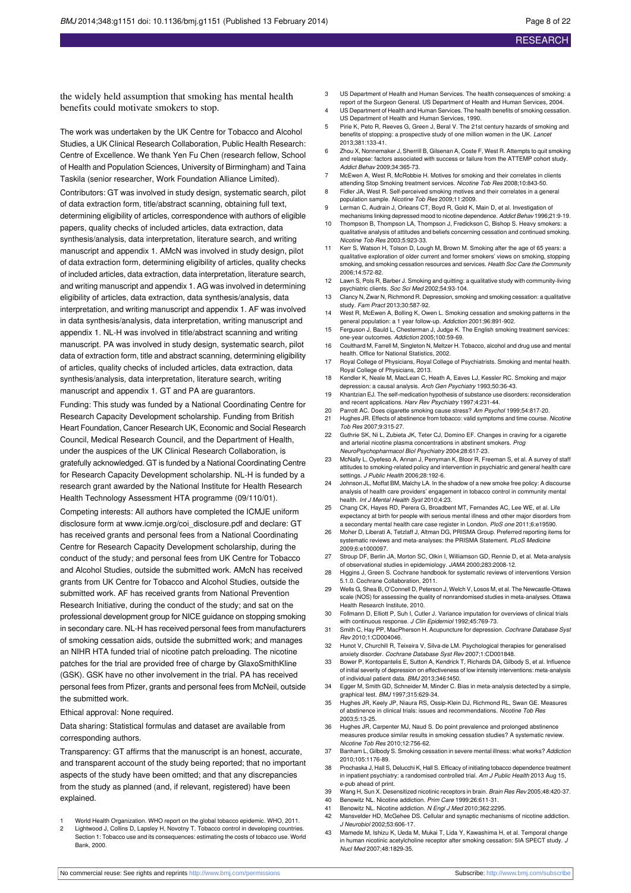the widely held assumption that smoking has mental health benefits could motivate smokers to stop.

The work was undertaken by the UK Centre for Tobacco and Alcohol Studies, a UK Clinical Research Collaboration, Public Health Research: Centre of Excellence. We thank Yen Fu Chen (research fellow, School of Health and Population Sciences, University of Birmingham) and Taina Taskila (senior researcher, Work Foundation Alliance Limited).

Contributors: GT was involved in study design, systematic search, pilot of data extraction form, title/abstract scanning, obtaining full text, determining eligibility of articles, correspondence with authors of eligible papers, quality checks of included articles, data extraction, data synthesis/analysis, data interpretation, literature search, and writing manuscript and appendix 1. AMcN was involved in study design, pilot of data extraction form, determining eligibility of articles, quality checks of included articles, data extraction, data interpretation, literature search, and writing manuscript and appendix 1. AG was involved in determining eligibility of articles, data extraction, data synthesis/analysis, data interpretation, and writing manuscript and appendix 1. AF was involved in data synthesis/analysis, data interpretation, writing manuscript and appendix 1. NL-H was involved in title/abstract scanning and writing manuscript. PA was involved in study design, systematic search, pilot data of extraction form, title and abstract scanning, determining eligibility of articles, quality checks of included articles, data extraction, data synthesis/analysis, data interpretation, literature search, writing manuscript and appendix 1. GT and PA are guarantors.

Funding: This study was funded by a National Coordinating Centre for Research Capacity Development scholarship. Funding from British Heart Foundation, Cancer Research UK, Economic and Social Research Council, Medical Research Council, and the Department of Health, under the auspices of the UK Clinical Research Collaboration, is gratefully acknowledged. GT is funded by a National Coordinating Centre for Research Capacity Development scholarship. NL-H is funded by a research grant awarded by the National Institute for Health Research Health Technology Assessment HTA programme (09/110/01).

Competing interests: All authors have completed the ICMJE uniform disclosure form at www.icmje.org/coi_disclosure.pdf and declare: GT has received grants and personal fees from a National Coordinating Centre for Research Capacity Development scholarship, during the conduct of the study; and personal fees from UK Centre for Tobacco and Alcohol Studies, outside the submitted work. AMcN has received grants from UK Centre for Tobacco and Alcohol Studies, outside the submitted work. AF has received grants from National Prevention Research Initiative, during the conduct of the study; and sat on the professional development group for NICE guidance on stopping smoking in secondary care. NL-H has received personal fees from manufacturers of smoking cessation aids, outside the submitted work; and manages an NIHR HTA funded trial of nicotine patch preloading. The nicotine patches for the trial are provided free of charge by GlaxoSmithKline (GSK). GSK have no other involvement in the trial. PA has received personal fees from Pfizer, grants and personal fees from McNeil, outside the submitted work.

Ethical approval: None required.

Data sharing: Statistical formulas and dataset are available from corresponding authors.

Transparency: GT affirms that the manuscript is an honest, accurate, and transparent account of the study being reported; that no important aspects of the study have been omitted; and that any discrepancies from the study as planned (and, if relevant, registered) have been explained.

1. World Health Organization. WHO report on the global tobacco epidemic. WHO, 2011.
2. Lightwood J, Collins D, Lapsley H, Novotny T. Tobacco control in developing countries. Section 1: Tobacco use and its consequences: estimating the costs of tobacco use. World Bank, 2000.
3. US Department of Health and Human Services. The health consequences of smoking: a report of the Surgeon General. US Department of Health and Human Services, 2004.
4. US Department of Health and Human Services. The health benefits of smoking cessation. US Department of Health and Human Services, 1990.
5. Pirie K, Peto R, Reeves G, Green J, Beral V. The 21st century hazards of smoking and benefits of stopping: a prospective study of one million women in the UK. *Lancet* 2013;381:133-41.
6. Zhou X, Nonnemaker J, Sherrill B, Gilsenan A, Coste F, West R. Attempts to quit smoking and relapse: factors associated with success or failure from the ATTEMPT cohort study. *Addict Behav* 2009;34:365-73.
7. McEwen A, West R, McRobbie H. Motives for smoking and their correlates in clients attending Stop Smoking treatment services. *Nicotine Tob Res* 2008;10:843-50.
8. Fidler JA, West R. Self-perceived smoking motives and their correlates in a general population sample. *Nicotine Tob Res* 2009;11:2009.
9. Lerman C, Audrain J, Orleans CT, Boyd R, Gold K, Main D, et al. Investigation of mechanisms linking depressed mood to nicotine dependence. *Addict Behav* 1996;21:9-19.
10. Thompson B, Thompson LA, Thompson J, Fredickson C, Bishop S. Heavy smokers: a qualitative analysis of attitudes and beliefs concerning cessation and continued smoking. *Nicotine Tob Res* 2003;5:923-33.
11. Kerr S, Watson H, Tolson D, Lough M, Brown M. Smoking after the age of 65 years: a qualitative exploration of older current and former smokers' views on smoking, stopping smoking, and smoking cessation resources and services. *Health Soc Care the Community* 2006;14:572-82.
12. Lawn S, Pols R, Barber J. Smoking and quitting: a qualitative study with community-living psychiatric clients. *Soc Sci Med* 2002;54:93-104.
13. Clancy N, Zwar N, Richmond R. Depression, smoking and smoking cessation: a qualitative study. *Fam Pract* 2013;30:587-92.
14. West R, McEwen A, Bolling K, Owen L. Smoking cessation and smoking patterns in the general population: a 1 year follow-up. *Addiction* 2001;96:891-902.
15. Ferguson J, Bauld L, Chesterman J, Judge K. The English smoking treatment services: one-year outcomes. *Addiction* 2005;100:59-69.
16. Coulthard M, Farrell M, Singleton N, Meltzer H. Tobacco, alcohol and drug use and mental health. Office for National Statistics, 2002.
17. Royal College of Physicians, Royal College of Psychiatrists. Smoking and mental health. Royal College of Physicians, 2013.
18. Kendler K, Neale M, MacLean C, Heath A, Eaves LJ, Kessler RC. Smoking and major depression: a causal analysis. *Arch Gen Psychiatry* 1993;50:36-43.
19. Khantzian EJ. The self-medication hypothesis of substance use disorders: reconsideration and recent applications. *Harv Rev Psychiatry* 1997;4:231-44.
20. Parrott AC. Does cigarette smoking cause stress? *Am Psychol* 1999;54:817-20.
21. Hughes JR. Effects of abstinence from tobacco: valid symptoms and time course. *Nicotine Tob Res* 2007;9:315-27.
22. Guthrie SK, Ni L, Zubieta JK, Teter CJ, Domino EF. Changes in craving for a cigarette and arterial nicotine plasma concentrations in abstinent smokers. *Prog NeuroPsychopharmacol Biol Psychiatry* 2004;28:617-23.
23. McNally L, Oyefeso A, Annan J, Perryman K, Bloor R, Freeman S, et al. A survey of staff attitudes to smoking-related policy and intervention in psychiatric and general health care settings. *J Public Health* 2006;28:192-6.
24. Johnson JL, Moffat BM, Malchy LA. In the shadow of a new smoke free policy: A discourse analysis of health care providers' engagement in tobacco control in community mental health. *Int J Mental Health Syst* 2010;4:23.
25. Chang CK, Hayes RD, Perera G, Broadbent MT, Fernandes AC, Lee WE, et al. Life expectancy at birth for people with serious mental illness and other major disorders from a secondary mental health care case register in London. *PloS one* 2011;6:e19590.
26. Moher D, Liberati A, Tetzlaff J, Altman DG, PRISMA Group. Preferred reporting items for systematic reviews and meta-analyses: the PRISMA Statement. *PLoS Medicine* 2009;6:e1000097.
27. Stroup DF, Berlin JA, Morton SC, Olkin I, Williamson GD, Rennie D, et al. Meta-analysis of observational studies in epidemiology. *JAMA* 2000;283:2008-12.
28. Higgins J, Green S. Cochrane handbook for systematic reviews of interventions Version 5.1.0. Cochrane Collaboration, 2011.
29. Wells G, Shea B, O'Connell D, Peterson J, Welch V, Losos M, et al. The Newcastle-Ottawa scale (NOS) for assessing the quality of nonrandomised studies in meta-analyses. Ottawa Health Research Institute, 2010.
30. Follmann D, Elliott P, Suh I, Cutler J. Variance imputation for overviews of clinical trials with continuous response. *J Clin Epidemiol* 1992;45:769-73.
31. Smith C, Hay PP, MacPherson H. Acupuncture for depression. *Cochrane Database Syst Rev* 2010;1:CD004046.
32. Hunot V, Churchill R, Teixeira V, Silva-de LM. Psychological therapies for generalised anxiety disorder. *Cochrane Database Syst Rev* 2007;1:CD001848.
33. Bower P, Kontopantelis E, Sutton A, Kendrick T, Richards DA, Gilbody S, et al. Influence of initial severity of depression on effectiveness of low intensity interventions: meta-analysis of individual patient data. *BMJ* 2013;346:f450.
34. Egger M, Smith GD, Schneider M, Minder C. Bias in meta-analysis detected by a simple, graphical test. *BMJ* 1997;315:629-34.
35. Hughes JR, Keely JP, Niaura RS, Ossip-Klein DJ, Richmond RL, Swan GE. Measures of abstinence in clinical trials: issues and recommendations. *Nicotine Tob Res* 2003;5:13-25.
36. Hughes JR, Carpenter MJ, Naud S. Do point prevalence and prolonged abstinence measures produce similar results in smoking cessation studies? A systematic review. *Nicotine Tob Res* 2010;12:756-62.
37. Banham L, Gilbody S. Smoking cessation in severe mental illness: what works? *Addiction* 2010;105:1176-89.
38. Prochaska J, Hall S, Delucchi K, Hall S. Efficacy of initiating tobacco dependence treatment in inpatient psychiatry: a randomised controlled trial. *Am J Public Health* 2013 Aug 15, e-pub ahead of print.
39. Wang H, Sun X. Desensitized nicotinic receptors in brain. *Brain Res Rev* 2005;48:420-37.
40. Benowitz NL. Nicotine addiction. *Prim Care* 1999;26:611-31.
41. Benowitz NL. Nicotine addiction. *N Engl J Med* 2010;362:2295.
42. Mansvelder HD, McGehee DS. Cellular and synaptic mechanisms of nicotine addiction. *J Neurobiol* 2002;53:606-17.
43. Mamede M, Ishizu K, Ueda M, Mukai T, Lida Y, Kawashima H, et al. Temporal change in human nicotinic acetylcholine receptor after smoking cessation: 5IA SPECT study. *J Nucl Med* 2007;48:1829-35.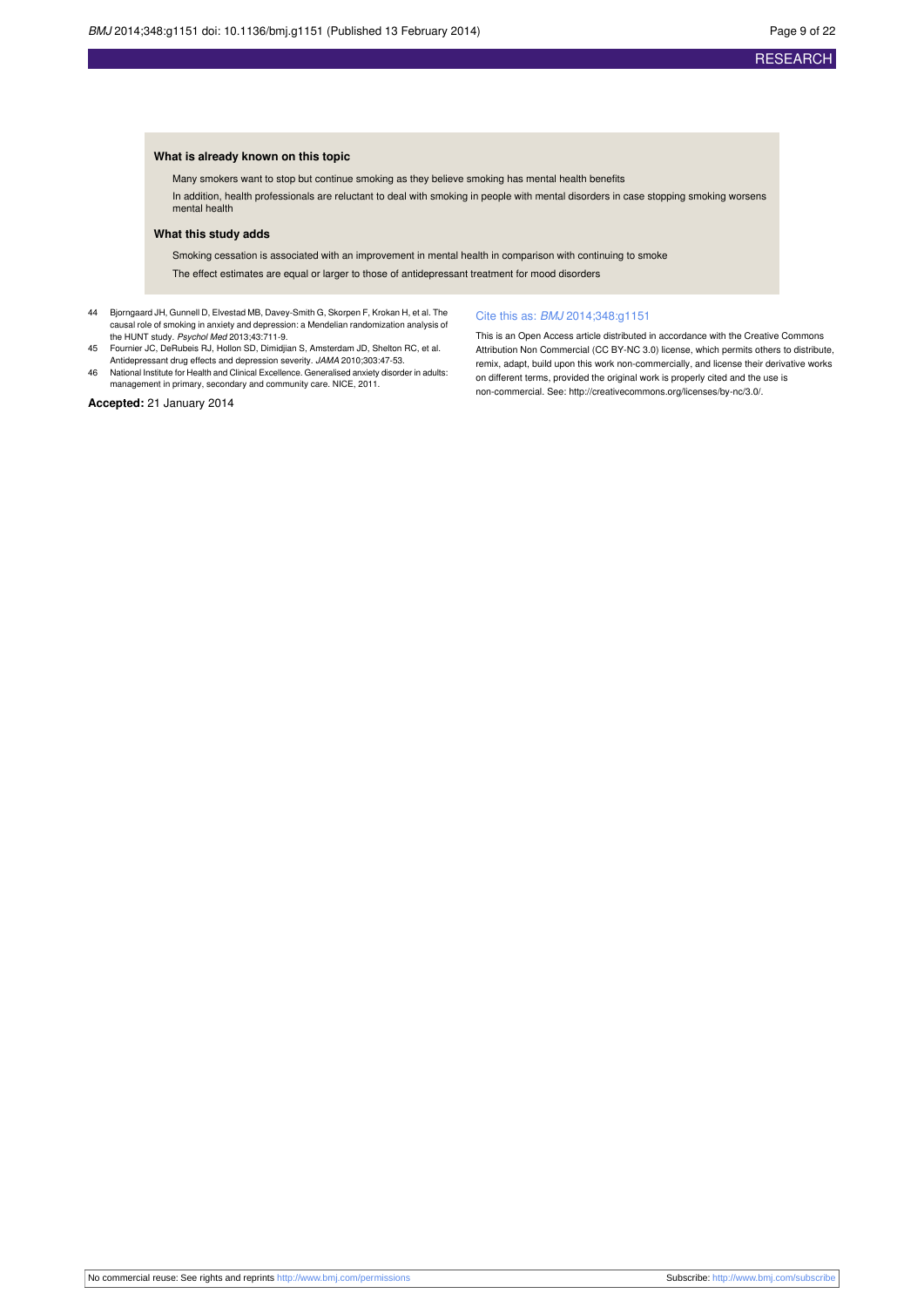### What is already known on this topic

Many smokers want to stop but continue smoking as they believe smoking has mental health benefits

In addition, health professionals are reluctant to deal with smoking in people with mental disorders in case stopping smoking worsens mental health

### What this study adds

Smoking cessation is associated with an improvement in mental health in comparison with continuing to smoke

The effect estimates are equal or larger to those of antidepressant treatment for mood disorders

44 Bjorngaard JH, Gunnell D, Elvestad MB, Davey-Smith G, Skorpen F, Krokan H, et al. The causal role of smoking in anxiety and depression: a Mendelian randomization analysis of the HUNT study. *Psychol Med* 2013;43:711-9.

45 Fournier JC, DeRubeis RJ, Hollon SD, Dimidjian S, Amsterdam JD, Shelton RC, et al. Antidepressant drug effects and depression severity. *JAMA* 2010;303:47-53.

46 National Institute for Health and Clinical Excellence. Generalised anxiety disorder in adults: management in primary, secondary and community care. NICE, 2011.

**Accepted:** 21 January 2014

Cite this as: *BMJ* 2014;348:g1151

This is an Open Access article distributed in accordance with the Creative Commons Attribution Non Commercial (CC BY-NC 3.0) license, which permits others to distribute, remix, adapt, build upon this work non-commercially, and license their derivative works on different terms, provided the original work is properly cited and the use is non-commercial. See: http://creativecommons.org/licenses/by-nc/3.0/.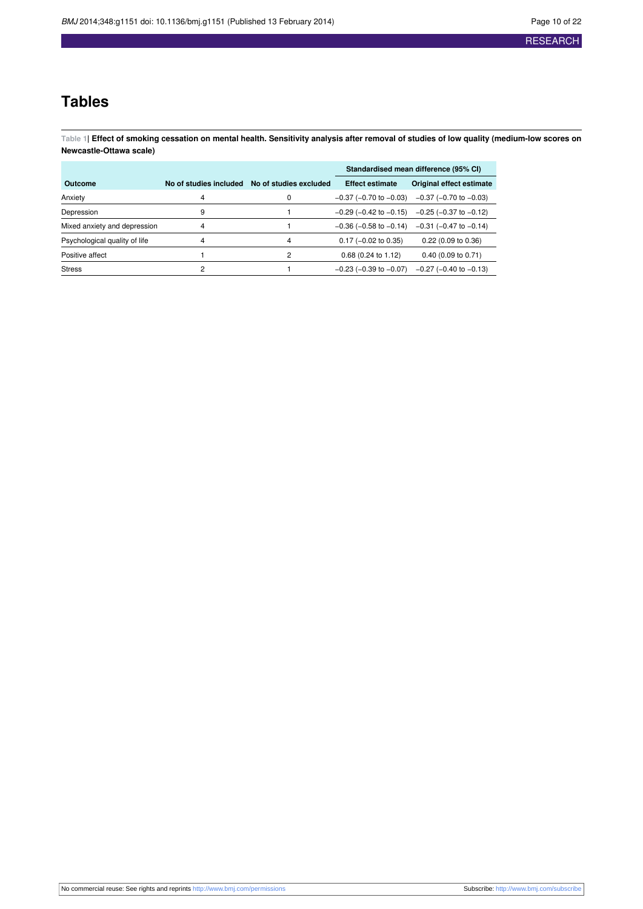# Tables

**Table 1| Effect of smoking cessation on mental health. Sensitivity analysis after removal of studies of low quality (medium-low scores on Newcastle-Ottawa scale)**

| | | | Standardised mean difference (95% CI) | |
|---|---|---|---|---|
| **Outcome** | **No of studies included** | **No of studies excluded** | **Effect estimate** | **Original effect estimate** |
| Anxiety | 4 | 0 | −0.37 (−0.70 to −0.03) | −0.37 (−0.70 to −0.03) |
| Depression | 9 | 1 | −0.29 (−0.42 to −0.15) | −0.25 (−0.37 to −0.12) |
| Mixed anxiety and depression | 4 | 1 | −0.36 (−0.58 to −0.14) | −0.31 (−0.47 to −0.14) |
| Psychological quality of life | 4 | 4 | 0.17 (−0.02 to 0.35) | 0.22 (0.09 to 0.36) |
| Positive affect | 1 | 2 | 0.68 (0.24 to 1.12) | 0.40 (0.09 to 0.71) |
| Stress | 2 | 1 | −0.23 (−0.39 to −0.07) | −0.27 (−0.40 to −0.13) |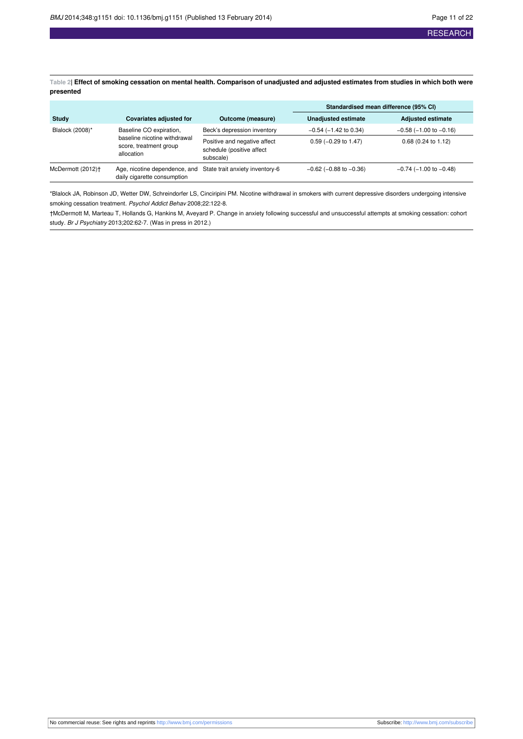**Table 2| Effect of smoking cessation on mental health. Comparison of unadjusted and adjusted estimates from studies in which both were presented**

| Study | Covariates adjusted for | Outcome (measure) | Standardised mean difference (95% CI) | |
|---|---|---|---|---|
| | | | Unadjusted estimate | Adjusted estimate |
| Blalock (2008)* | Baseline CO expiration, baseline nicotine withdrawal score, treatment group allocation | Beck's depression inventory | −0.54 (−1.42 to 0.34) | −0.58 (−1.00 to −0.16) |
| | | Positive and negative affect schedule (positive affect subscale) | 0.59 (−0.29 to 1.47) | 0.68 (0.24 to 1.12) |
| McDermott (2012)† | Age, nicotine dependence, and daily cigarette consumption | State trait anxiety inventory-6 | −0.62 (−0.88 to −0.36) | −0.74 (−1.00 to −0.48) |

*Blalock JA, Robinson JD, Wetter DW, Schreindorfer LS, Cinciripini PM. Nicotine withdrawal in smokers with current depressive disorders undergoing intensive smoking cessation treatment. *Psychol Addict Behav* 2008;22:122-8.

†McDermott M, Marteau T, Hollands G, Hankins M, Aveyard P. Change in anxiety following successful and unsuccessful attempts at smoking cessation: cohort study. *Br J Psychiatry* 2013;202:62-7. (Was in press in 2012.)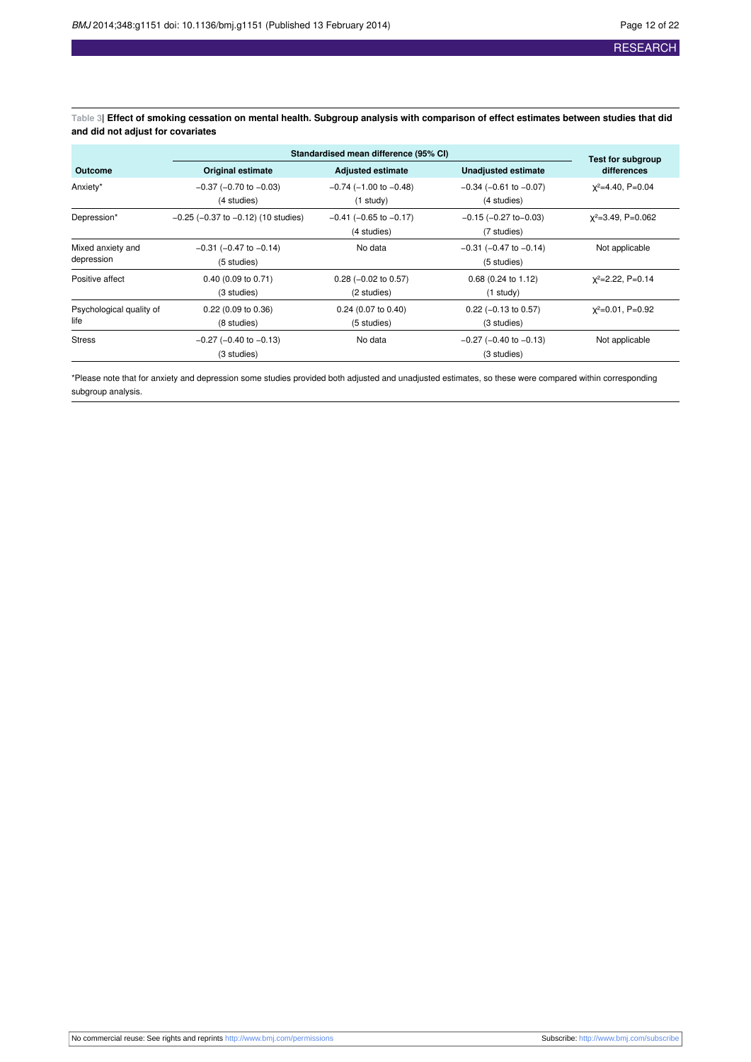**Table 3| Effect of smoking cessation on mental health. Subgroup analysis with comparison of effect estimates between studies that did and did not adjust for covariates**

| Outcome | Standardised mean difference (95% CI) | | | Test for subgroup differences |
|---|---|---|---|---|
| | Original estimate | Adjusted estimate | Unadjusted estimate | |
| Anxiety* | −0.37 (−0.70 to −0.03) (4 studies) | −0.74 (−1.00 to −0.48) (1 study) | −0.34 (−0.61 to −0.07) (4 studies) | $\chi^2$=4.40, P=0.04 |
| Depression* | −0.25 (−0.37 to −0.12) (10 studies) | −0.41 (−0.65 to −0.17) (4 studies) | −0.15 (−0.27 to−0.03) (7 studies) | $\chi^2$=3.49, P=0.062 |
| Mixed anxiety and depression | −0.31 (−0.47 to −0.14) (5 studies) | No data | −0.31 (−0.47 to −0.14) (5 studies) | Not applicable |
| Positive affect | 0.40 (0.09 to 0.71) (3 studies) | 0.28 (−0.02 to 0.57) (2 studies) | 0.68 (0.24 to 1.12) (1 study) | $\chi^2$=2.22, P=0.14 |
| Psychological quality of life | 0.22 (0.09 to 0.36) (8 studies) | 0.24 (0.07 to 0.40) (5 studies) | 0.22 (−0.13 to 0.57) (3 studies) | $\chi^2$=0.01, P=0.92 |
| Stress | −0.27 (−0.40 to −0.13) (3 studies) | No data | −0.27 (−0.40 to −0.13) (3 studies) | Not applicable |

*Please note that for anxiety and depression some studies provided both adjusted and unadjusted estimates, so these were compared within corresponding subgroup analysis.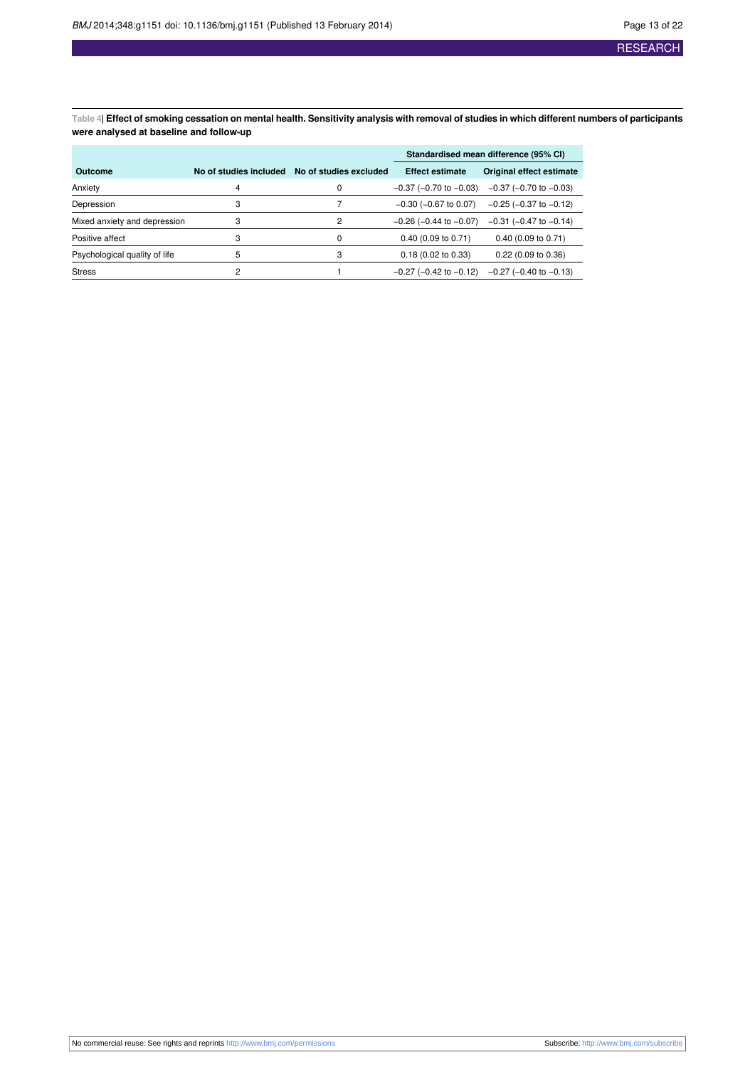Table 4| **Effect of smoking cessation on mental health. Sensitivity analysis with removal of studies in which different numbers of participants were analysed at baseline and follow-up**

| | | | Standardised mean difference (95% CI) | |
|---|---|---|---|---|
| **Outcome** | **No of studies included** | **No of studies excluded** | **Effect estimate** | **Original effect estimate** |
| Anxiety | 4 | 0 | −0.37 (−0.70 to −0.03) | −0.37 (−0.70 to −0.03) |
| Depression | 3 | 7 | −0.30 (−0.67 to 0.07) | −0.25 (−0.37 to −0.12) |
| Mixed anxiety and depression | 3 | 2 | −0.26 (−0.44 to −0.07) | −0.31 (−0.47 to −0.14) |
| Positive affect | 3 | 0 | 0.40 (0.09 to 0.71) | 0.40 (0.09 to 0.71) |
| Psychological quality of life | 5 | 3 | 0.18 (0.02 to 0.33) | 0.22 (0.09 to 0.36) |
| Stress | 2 | 1 | −0.27 (−0.42 to −0.12) | −0.27 (−0.40 to −0.13) |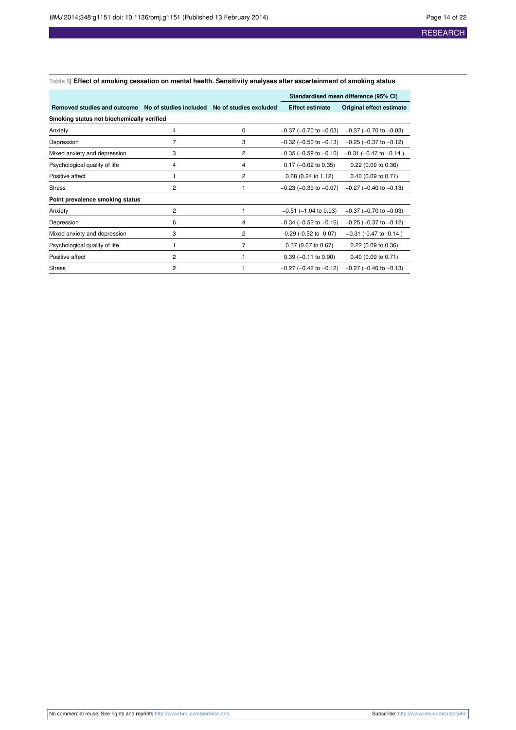Table 5| **Effect of smoking cessation on mental health. Sensitivity analyses after ascertainment of smoking status**

| | | | Standardised mean difference (95% CI) | |
|---|---|---|---|---|
| **Removed studies and outcome** | **No of studies included** | **No of studies excluded** | **Effect estimate** | **Original effect estimate** |
| **Smoking status not biochemically verified** | | | | |
| Anxiety | 4 | 0 | −0.37 (−0.70 to −0.03) | −0.37 (−0.70 to −0.03) |
| Depression | 7 | 3 | −0.32 (−0.50 to −0.13) | −0.25 (−0.37 to −0.12) |
| Mixed anxiety and depression | 3 | 2 | −0.35 (−0.59 to −0.10) | −0.31 (−0.47 to −0.14 ) |
| Psychological quality of life | 4 | 4 | 0.17 (−0.02 to 0.35) | 0.22 (0.09 to 0.36) |
| Positive affect | 1 | 2 | 0.68 (0.24 to 1.12) | 0.40 (0.09 to 0.71) |
| Stress | 2 | 1 | −0.23 (−0.39 to −0.07) | −0.27 (−0.40 to −0.13) |
| **Point prevalence smoking status** | | | | |
| Anxiety | 2 | 1 | −0.51 (−1.04 to 0.03) | −0.37 (−0.70 to −0.03) |
| Depression | 6 | 4 | −0.34 (−0.52 to −0.16) | −0.25 (−0.37 to −0.12) |
| Mixed anxiety and depression | 3 | 2 | -0.29 (-0.52 to -0.07) | −0.31 (-0.47 to -0.14 ) |
| Psychological quality of life | 1 | 7 | 0.37 (0.07 to 0.67) | 0.22 (0.09 to 0.36) |
| Positive affect | 2 | 1 | 0.39 (−0.11 to 0.90) | 0.40 (0.09 to 0.71) |
| Stress | 2 | 1 | −0.27 (−0.42 to −0.12) | −0.27 (−0.40 to −0.13) |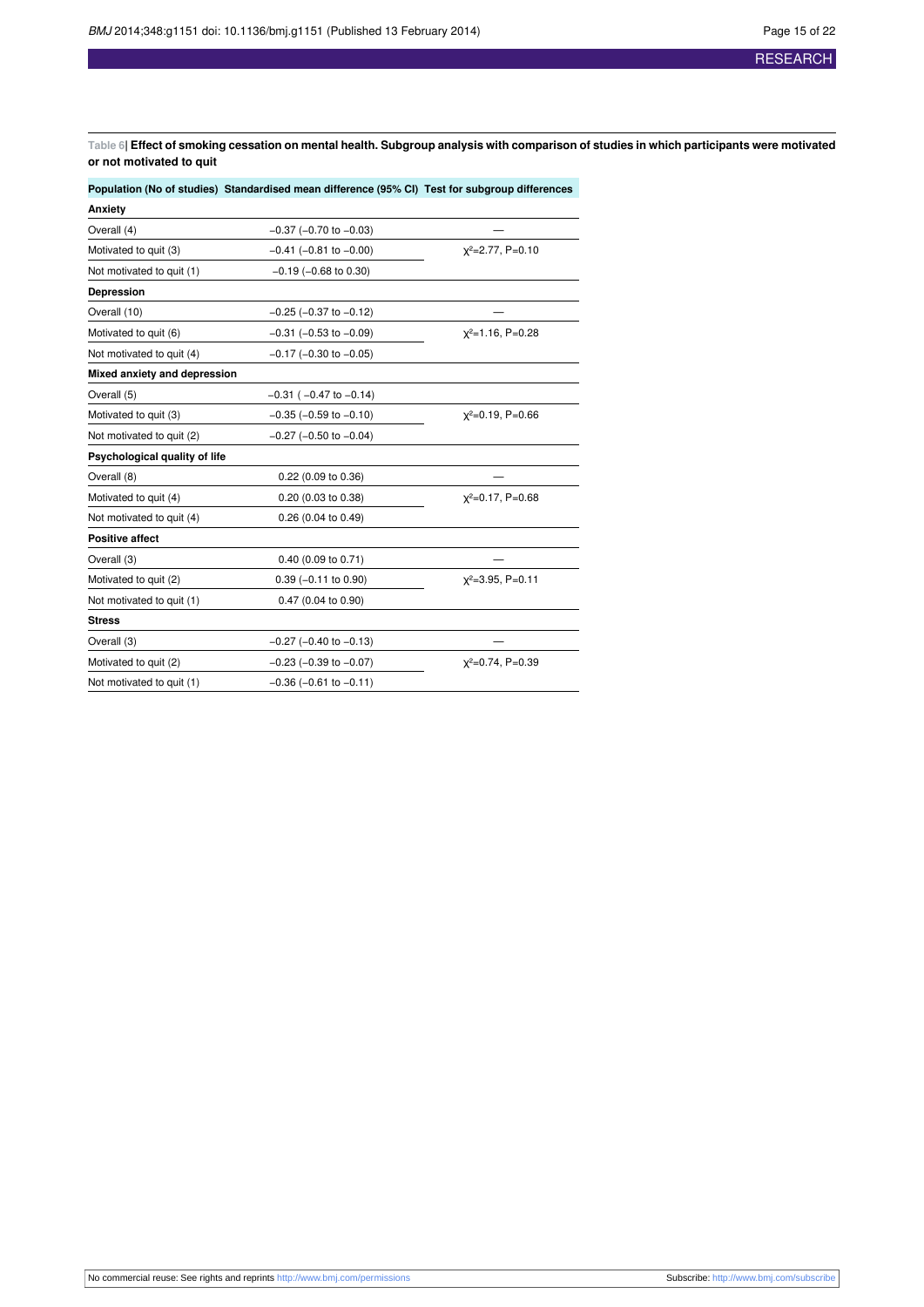**Table 6| Effect of smoking cessation on mental health. Subgroup analysis with comparison of studies in which participants were motivated or not motivated to quit**

| Population (No of studies) | Standardised mean difference (95% CI) | Test for subgroup differences |
|---|---|---|
| **Anxiety** | | |
| Overall (4) | −0.37 (−0.70 to −0.03) | — |
| Motivated to quit (3) | −0.41 (−0.81 to −0.00) | $\chi^2$=2.77, P=0.10 |
| Not motivated to quit (1) | −0.19 (−0.68 to 0.30) | |
| **Depression** | | |
| Overall (10) | −0.25 (−0.37 to −0.12) | — |
| Motivated to quit (6) | −0.31 (−0.53 to −0.09) | $\chi^2$=1.16, P=0.28 |
| Not motivated to quit (4) | −0.17 (−0.30 to −0.05) | |
| **Mixed anxiety and depression** | | |
| Overall (5) | −0.31 ( −0.47 to −0.14) | |
| Motivated to quit (3) | −0.35 (−0.59 to −0.10) | $\chi^2$=0.19, P=0.66 |
| Not motivated to quit (2) | −0.27 (−0.50 to −0.04) | |
| **Psychological quality of life** | | |
| Overall (8) | 0.22 (0.09 to 0.36) | — |
| Motivated to quit (4) | 0.20 (0.03 to 0.38) | $\chi^2$=0.17, P=0.68 |
| Not motivated to quit (4) | 0.26 (0.04 to 0.49) | |
| **Positive affect** | | |
| Overall (3) | 0.40 (0.09 to 0.71) | — |
| Motivated to quit (2) | 0.39 (−0.11 to 0.90) | $\chi^2$=3.95, P=0.11 |
| Not motivated to quit (1) | 0.47 (0.04 to 0.90) | |
| **Stress** | | |
| Overall (3) | −0.27 (−0.40 to −0.13) | — |
| Motivated to quit (2) | −0.23 (−0.39 to −0.07) | $\chi^2$=0.74, P=0.39 |
| Not motivated to quit (1) | −0.36 (−0.61 to −0.11) | |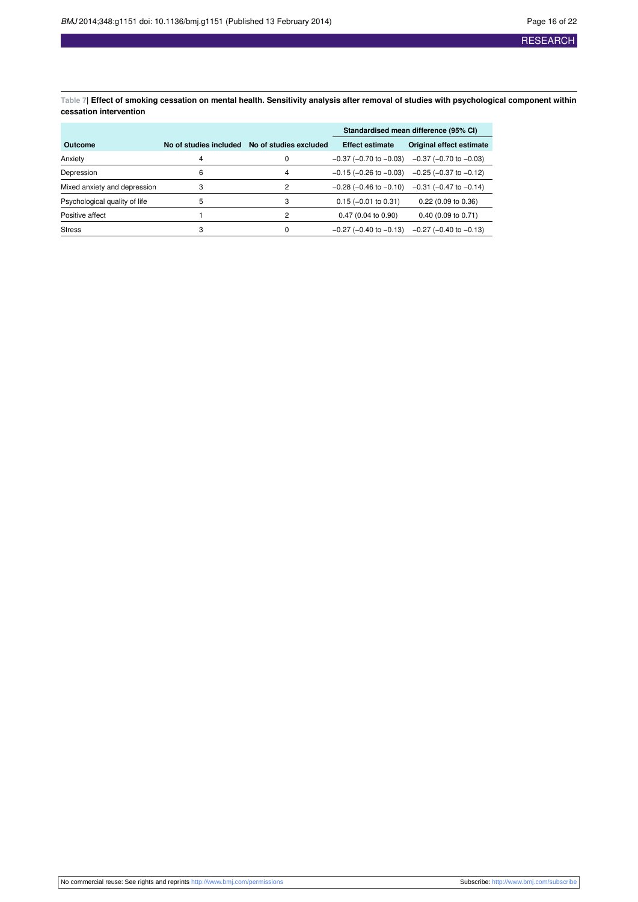**Table 7| Effect of smoking cessation on mental health. Sensitivity analysis after removal of studies with psychological component within cessation intervention**

| | | | Standardised mean difference (95% CI) | |
|---|---|---|---|---|
| **Outcome** | **No of studies included** | **No of studies excluded** | **Effect estimate** | **Original effect estimate** |
| Anxiety | 4 | 0 | −0.37 (−0.70 to −0.03) | −0.37 (−0.70 to −0.03) |
| Depression | 6 | 4 | −0.15 (−0.26 to −0.03) | −0.25 (−0.37 to −0.12) |
| Mixed anxiety and depression | 3 | 2 | −0.28 (−0.46 to −0.10) | −0.31 (−0.47 to −0.14) |
| Psychological quality of life | 5 | 3 | 0.15 (−0.01 to 0.31) | 0.22 (0.09 to 0.36) |
| Positive affect | 1 | 2 | 0.47 (0.04 to 0.90) | 0.40 (0.09 to 0.71) |
| Stress | 3 | 0 | −0.27 (−0.40 to −0.13) | −0.27 (−0.40 to −0.13) |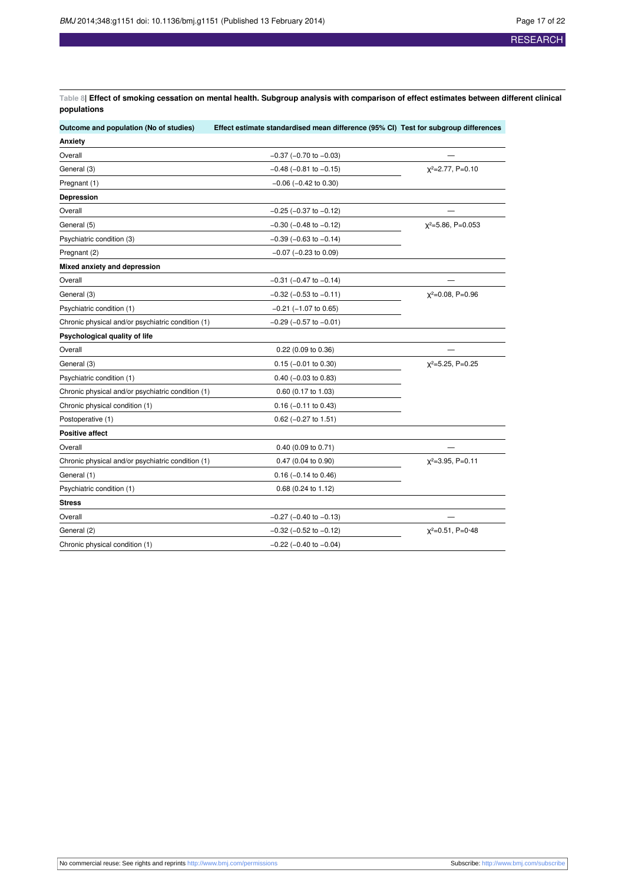**Table 8| Effect of smoking cessation on mental health. Subgroup analysis with comparison of effect estimates between different clinical populations**

| Outcome and population (No of studies) | Effect estimate standardised mean difference (95% CI) | Test for subgroup differences |
|---|---|---|
| **Anxiety** | | |
| Overall | −0.37 (−0.70 to −0.03) | — |
| General (3) | −0.48 (−0.81 to −0.15) | $\chi^2$=2.77, P=0.10 |
| Pregnant (1) | −0.06 (−0.42 to 0.30) | |
| **Depression** | | |
| Overall | −0.25 (−0.37 to −0.12) | — |
| General (5) | −0.30 (−0.48 to −0.12) | $\chi^2$=5.86, P=0.053 |
| Psychiatric condition (3) | −0.39 (−0.63 to −0.14) | |
| Pregnant (2) | −0.07 (−0.23 to 0.09) | |
| **Mixed anxiety and depression** | | |
| Overall | −0.31 (−0.47 to −0.14) | — |
| General (3) | −0.32 (−0.53 to −0.11) | $\chi^2$=0.08, P=0.96 |
| Psychiatric condition (1) | −0.21 (−1.07 to 0.65) | |
| Chronic physical and/or psychiatric condition (1) | −0.29 (−0.57 to −0.01) | |
| **Psychological quality of life** | | |
| Overall | 0.22 (0.09 to 0.36) | — |
| General (3) | 0.15 (−0.01 to 0.30) | $\chi^2$=5.25, P=0.25 |
| Psychiatric condition (1) | 0.40 (−0.03 to 0.83) | |
| Chronic physical and/or psychiatric condition (1) | 0.60 (0.17 to 1.03) | |
| Chronic physical condition (1) | 0.16 (−0.11 to 0.43) | |
| Postoperative (1) | 0.62 (−0.27 to 1.51) | |
| **Positive affect** | | |
| Overall | 0.40 (0.09 to 0.71) | — |
| Chronic physical and/or psychiatric condition (1) | 0.47 (0.04 to 0.90) | $\chi^2$=3.95, P=0.11 |
| General (1) | 0.16 (−0.14 to 0.46) | |
| Psychiatric condition (1) | 0.68 (0.24 to 1.12) | |
| **Stress** | | |
| Overall | −0.27 (−0.40 to −0.13) | — |
| General (2) | −0.32 (−0.52 to −0.12) | $\chi^2$=0.51, P=0·48 |
| Chronic physical condition (1) | −0.22 (−0.40 to −0.04) | |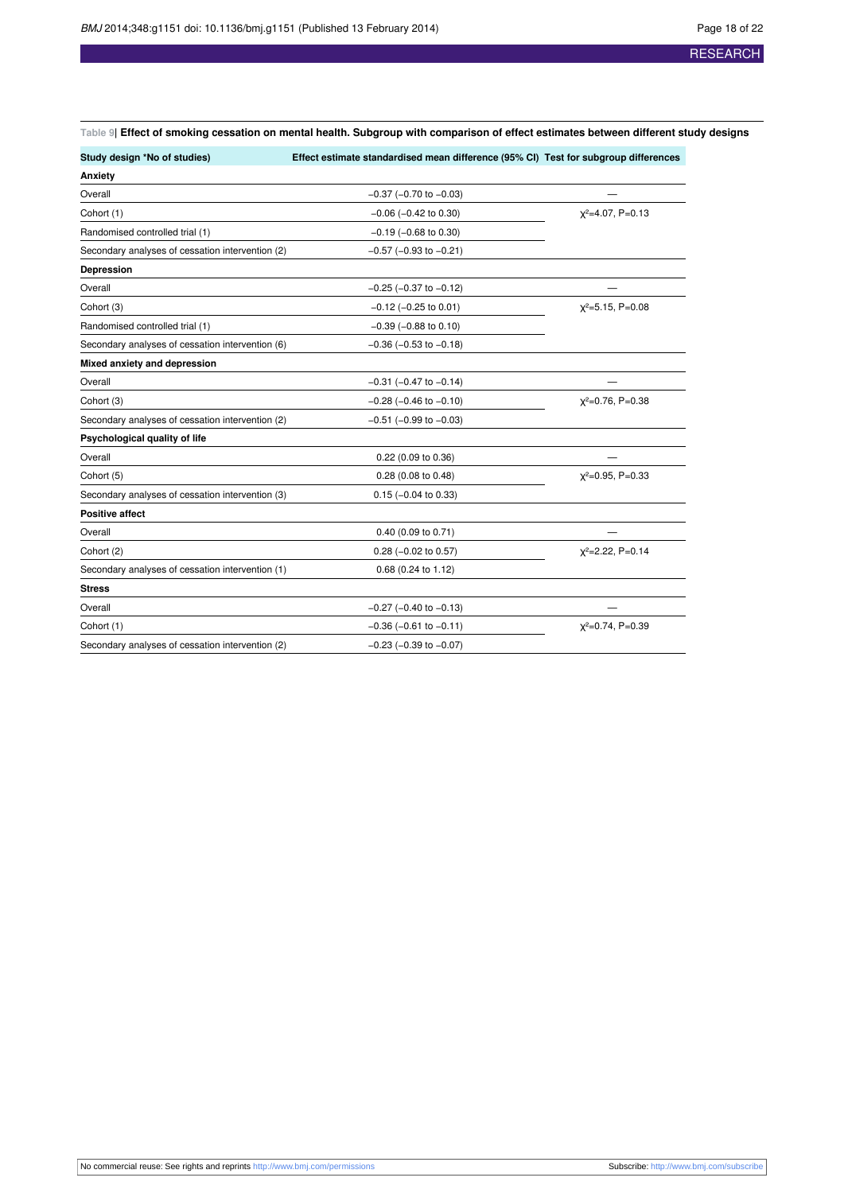**Table 9| Effect of smoking cessation on mental health. Subgroup with comparison of effect estimates between different study designs**

| Study design *No of studies) | Effect estimate standardised mean difference (95% CI) | Test for subgroup differences |
|---|---|---|
| **Anxiety** | | |
| Overall | −0.37 (−0.70 to −0.03) | — |
| Cohort (1) | −0.06 (−0.42 to 0.30) | $\chi^2$=4.07, P=0.13 |
| Randomised controlled trial (1) | −0.19 (−0.68 to 0.30) | |
| Secondary analyses of cessation intervention (2) | −0.57 (−0.93 to −0.21) | |
| **Depression** | | |
| Overall | −0.25 (−0.37 to −0.12) | — |
| Cohort (3) | −0.12 (−0.25 to 0.01) | $\chi^2$=5.15, P=0.08 |
| Randomised controlled trial (1) | −0.39 (−0.88 to 0.10) | |
| Secondary analyses of cessation intervention (6) | −0.36 (−0.53 to −0.18) | |
| **Mixed anxiety and depression** | | |
| Overall | −0.31 (−0.47 to −0.14) | — |
| Cohort (3) | −0.28 (−0.46 to −0.10) | $\chi^2$=0.76, P=0.38 |
| Secondary analyses of cessation intervention (2) | −0.51 (−0.99 to −0.03) | |
| **Psychological quality of life** | | |
| Overall | 0.22 (0.09 to 0.36) | — |
| Cohort (5) | 0.28 (0.08 to 0.48) | $\chi^2$=0.95, P=0.33 |
| Secondary analyses of cessation intervention (3) | 0.15 (−0.04 to 0.33) | |
| **Positive affect** | | |
| Overall | 0.40 (0.09 to 0.71) | — |
| Cohort (2) | 0.28 (−0.02 to 0.57) | $\chi^2$=2.22, P=0.14 |
| Secondary analyses of cessation intervention (1) | 0.68 (0.24 to 1.12) | |
| **Stress** | | |
| Overall | −0.27 (−0.40 to −0.13) | — |
| Cohort (1) | −0.36 (−0.61 to −0.11) | $\chi^2$=0.74, P=0.39 |
| Secondary analyses of cessation intervention (2) | −0.23 (−0.39 to −0.07) | |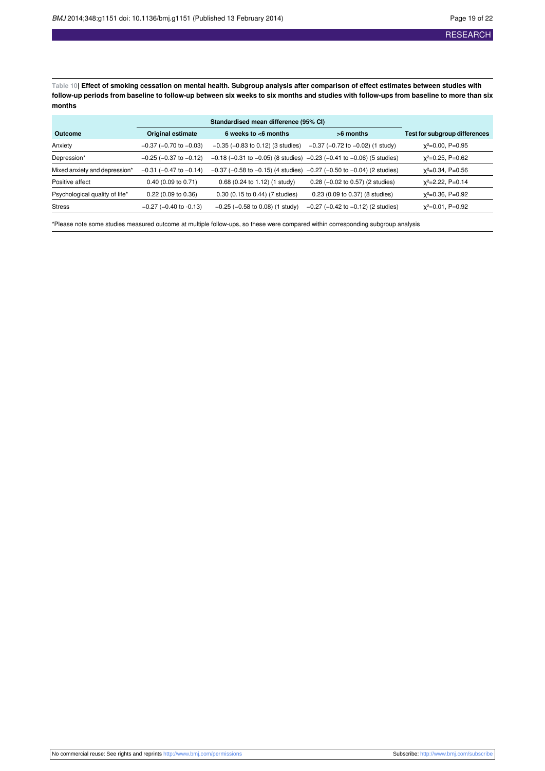**Table 10| Effect of smoking cessation on mental health. Subgroup analysis after comparison of effect estimates between studies with follow-up periods from baseline to follow-up between six weeks to six months and studies with follow-ups from baseline to more than six months**

| | Standardised mean difference (95% CI) | | | |
|---|---|---|---|---|
| **Outcome** | **Original estimate** | **6 weeks to <6 months** | **>6 months** | **Test for subgroup differences** |
| Anxiety | −0.37 (−0.70 to −0.03) | −0.35 (−0.83 to 0.12) (3 studies) | −0.37 (−0.72 to −0.02) (1 study) | $\chi^2$=0.00, P=0.95 |
| Depression* | −0.25 (−0.37 to −0.12) | −0.18 (−0.31 to −0.05) (8 studies) | −0.23 (−0.41 to −0.06) (5 studies) | $\chi^2$=0.25, P=0.62 |
| Mixed anxiety and depression* | −0.31 (−0.47 to −0.14) | −0.37 (−0.58 to −0.15) (4 studies) | −0.27 (−0.50 to −0.04) (2 studies) | $\chi^2$=0.34, P=0.56 |
| Positive affect | 0.40 (0.09 to 0.71) | 0.68 (0.24 to 1.12) (1 study) | 0.28 (−0.02 to 0.57) (2 studies) | $\chi^2$=2.22, P=0.14 |
| Psychological quality of life* | 0.22 (0.09 to 0.36) | 0.30 (0.15 to 0.44) (7 studies) | 0.23 (0.09 to 0.37) (8 studies) | $\chi^2$=0.36, P=0.92 |
| Stress | −0.27 (−0.40 to -0.13) | −0.25 (−0.58 to 0.08) (1 study) | −0.27 (−0.42 to −0.12) (2 studies) | $\chi^2$=0.01, P=0.92 |

*Please note some studies measured outcome at multiple follow-ups, so these were compared within corresponding subgroup analysis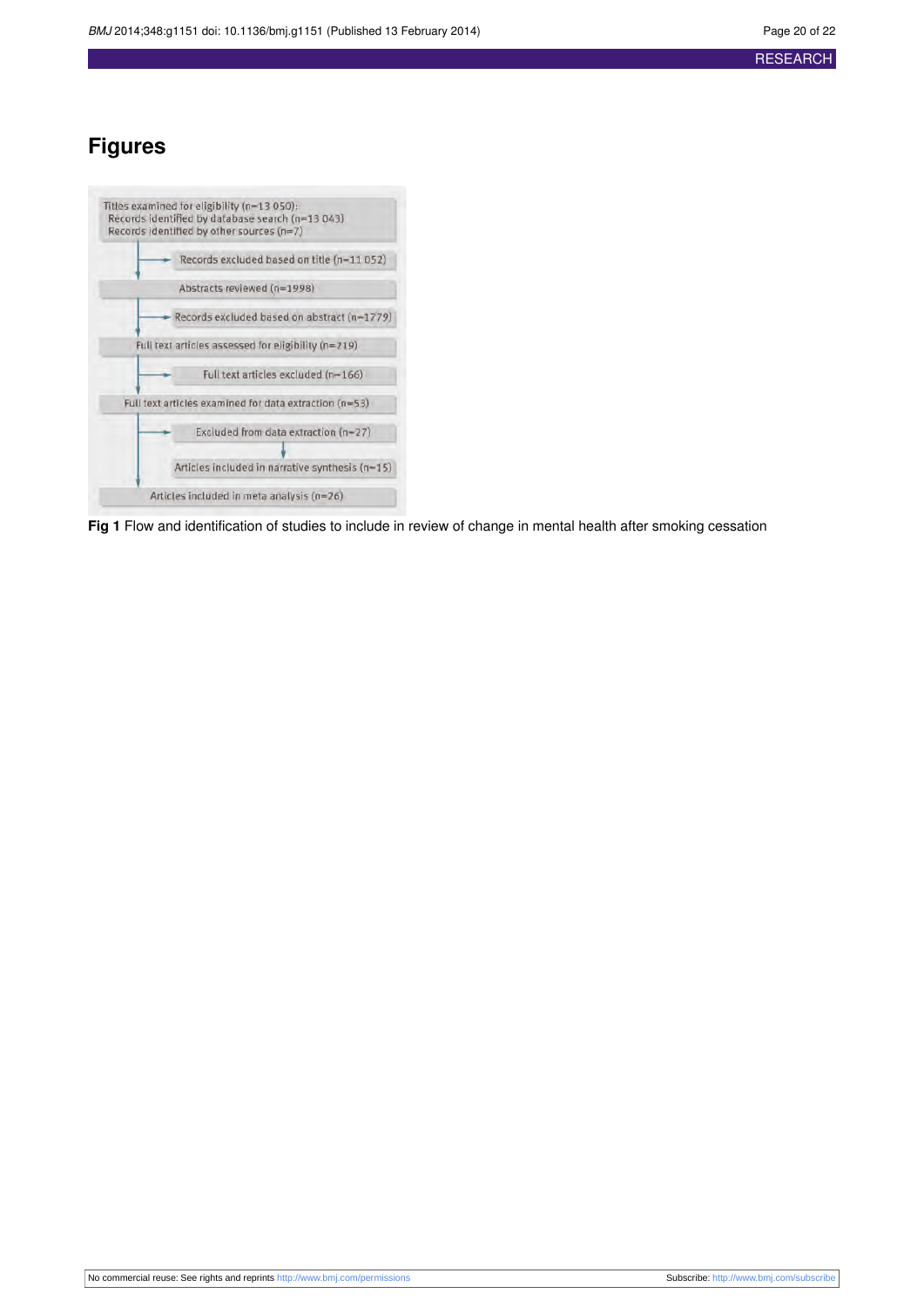# Figures

Titles examined for eligibility (n=13 050):
Records identified by database search (n=13 043)
Records identified by other sources (n=7)

→ Records excluded based on title (n=11 052)

Abstracts reviewed (n=1998)

→ Records excluded based on abstract (n=1779)

Full text articles assessed for eligibility (n=219)

→ Full text articles excluded (n=166)

Full text articles examined for data extraction (n=53)

→ Excluded from data extraction (n=27)

→ Articles included in narrative synthesis (n=15)

Articles included in meta analysis (n=26)

**Fig 1** Flow and identification of studies to include in review of change in mental health after smoking cessation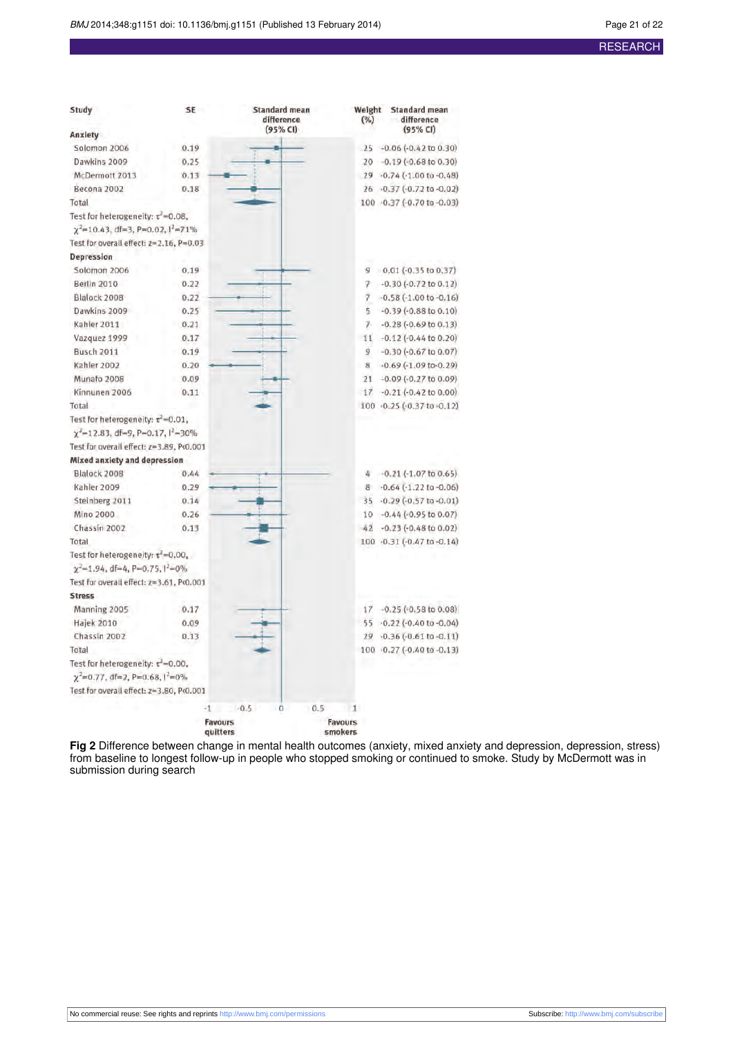| Study | SE | Weight (%) | Standard mean difference (95% CI) |
|---|---|---|---|
| **Anxiety** | | | |
| Solomon 2006 | 0.19 | 25 | -0.06 (-0.42 to 0.30) |
| Dawkins 2009 | 0.25 | 20 | -0.19 (-0.68 to 0.30) |
| McDermott 2013 | 0.13 | 29 | -0.74 (-1.00 to -0.48) |
| Becona 2002 | 0.18 | 26 | -0.37 (-0.72 to -0.02) |
| Total | | 100 | -0.37 (-0.70 to -0.03) |
| Test for heterogeneity: $\tau^2$=0.08, $\chi^2$=10.43, df=3, P=0.02, $I^2$=71% | | | |
| Test for overall effect: z=2.16, P=0.03 | | | |
| **Depression** | | | |
| Solomon 2006 | 0.19 | 9 | 0.01 (-0.35 to 0.37) |
| Berlin 2010 | 0.22 | 7 | -0.30 (-0.72 to 0.12) |
| Blalock 2008 | 0.22 | 7 | -0.58 (-1.00 to -0.16) |
| Dawkins 2009 | 0.25 | 5 | -0.39 (-0.88 to 0.10) |
| Kahler 2011 | 0.21 | 7 | -0.28 (-0.69 to 0.13) |
| Vazquez 1999 | 0.17 | 11 | -0.12 (-0.44 to 0.20) |
| Busch 2011 | 0.19 | 9 | -0.30 (-0.67 to 0.07) |
| Kahler 2002 | 0.20 | 8 | -0.69 (-1.09 to -0.29) |
| Munafo 2008 | 0.09 | 21 | -0.09 (-0.27 to 0.09) |
| Kinnunen 2006 | 0.11 | 17 | -0.21 (-0.42 to 0.00) |
| Total | | 100 | -0.25 (-0.37 to -0.12) |
| Test for heterogeneity: $\tau^2$=0.01, $\chi^2$=12.83, df=9, P=0.17, $I^2$=30% | | | |
| Test for overall effect: z=3.89, P<0.001 | | | |
| **Mixed anxiety and depression** | | | |
| Blalock 2008 | 0.44 | 4 | -0.21 (-1.07 to 0.65) |
| Kahler 2009 | 0.29 | 8 | -0.64 (-1.22 to -0.06) |
| Steinberg 2011 | 0.14 | 35 | -0.29 (-0.57 to -0.01) |
| Mino 2000 | 0.26 | 10 | -0.44 (-0.95 to 0.07) |
| Chassin 2002 | 0.13 | 42 | -0.23 (-0.48 to 0.02) |
| Total | | 100 | -0.31 (-0.47 to -0.14) |
| Test for heterogeneity: $\tau^2$=0.00, $\chi^2$=1.94, df=4, P=0.75, $I^2$=0% | | | |
| Test for overall effect: z=3.61, P<0.001 | | | |
| **Stress** | | | |
| Manning 2005 | 0.17 | 17 | -0.25 (-0.58 to 0.08) |
| Hajek 2010 | 0.09 | 55 | -0.22 (-0.40 to -0.04) |
| Chassin 2002 | 0.13 | 29 | -0.36 (-0.61 to -0.11) |
| Total | | 100 | -0.27 (-0.40 to -0.13) |
| Test for heterogeneity: $\tau^2$=0.00, $\chi^2$=0.77, df=2, P=0.68, $I^2$=0% | | | |
| Test for overall effect: z=3.80, P<0.001 | | | |

Axis: -1, -0.5, 0, 0.5, 1 — Favours quitters / Favours smokers

**Fig 2** Difference between change in mental health outcomes (anxiety, mixed anxiety and depression, depression, stress) from baseline to longest follow-up in people who stopped smoking or continued to smoke. Study by McDermott was in submission during search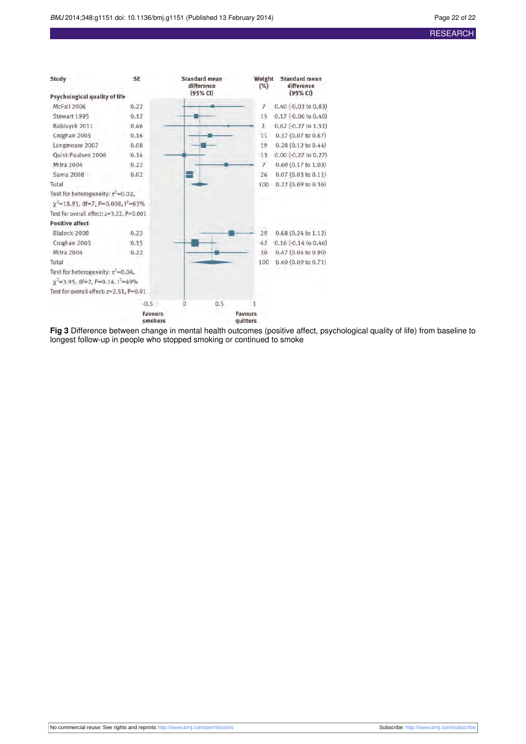Study

SE

Standard mean difference (95% CI)

Weight (%)

Standard mean difference (95% CI)

**Psychological quality of life**

McFall 2006 0.22 7 0.40 (-0.03 to 0.83)

Stewart 1995 0.12 15 0.17 (-0.06 to 0.40)

Balduyck 2011 0.46 2 0.62 (-0.27 to 1.51)

Croghan 2005 0.16 11 0.37 (0.07 to 0.67)

Longmoore 2007 0.08 19 0.28 (0.12 to 0.44)

Quist-Paulsen 2006 0.14 13 0.00 (-0.27 to 0.27)

Mitra 2004 0.22 7 0.60 (0.17 to 1.03)

Sarna 2008 0.02 26 0.07 (0.03 to 0.11)

Total 100 0.22 (0.09 to 0.36)

Test for heterogeneity: $\tau^2$=0.02, $\chi^2$=18.91, df=7, P=0.008, $I^2$=63%

Test for overall effect: z=3.22, P=0.001

**Positive affect**

Blalock 2008 0.23 29 0.68 (0.24 to 1.12)

Croghan 2005 0.15 42 0.16 (-0.14 to 0.46)

Mitra 2004 0.22 30 0.47 (0.04 to 0.90)

Total 100 0.40 (0.09 to 0.71)

Test for heterogeneity: $\tau^2$=0.04, $\chi^2$=3.95, df=2, P=0.14, $I^2$=49%

Test for overall effect: z=2.51, P=0.01

-0.5 0 0.5 1

Favours smokers

Favours quitters

**Fig 3** Difference between change in mental health outcomes (positive affect, psychological quality of life) from baseline to longest follow-up in people who stopped smoking or continued to smoke